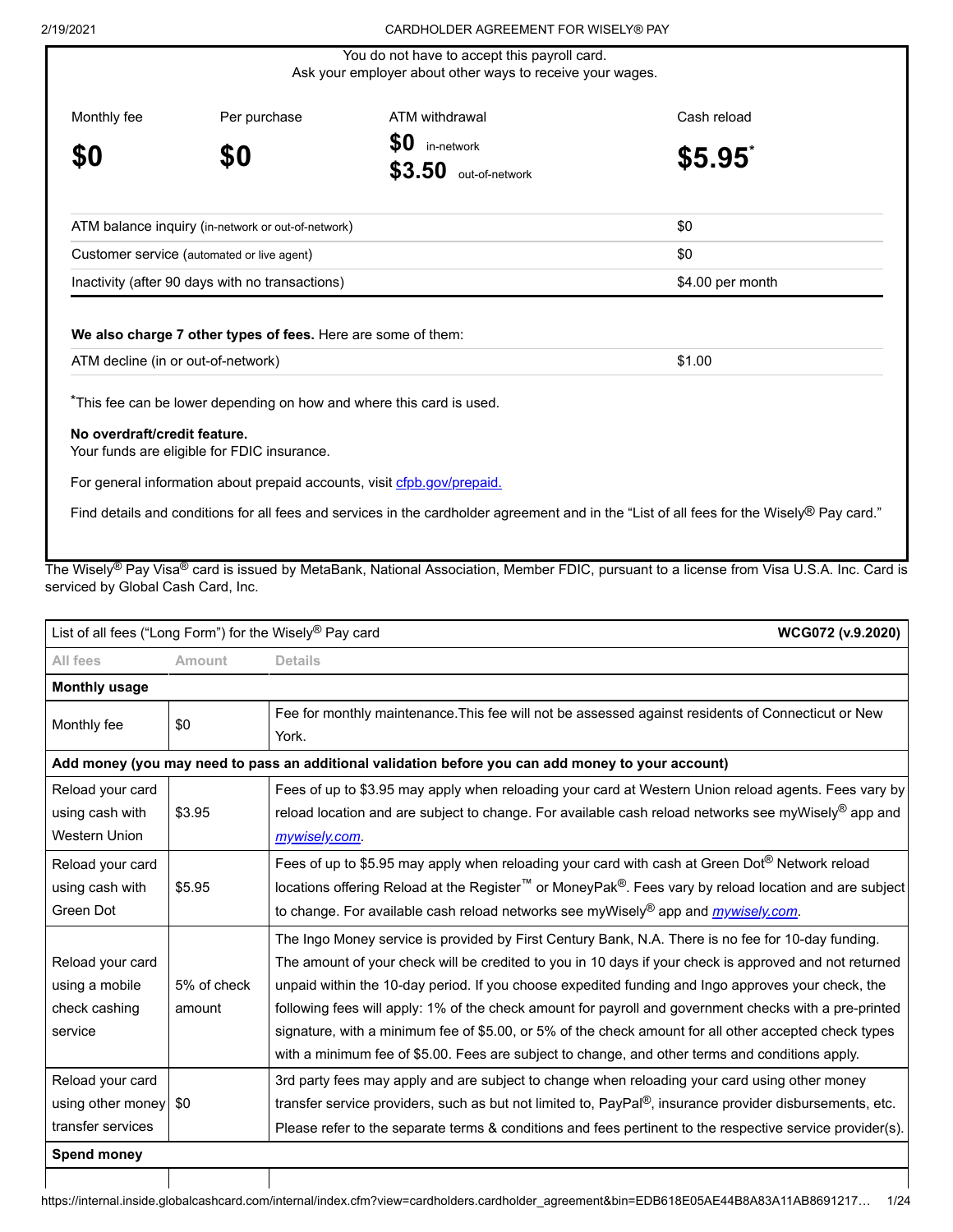You do not have to accept this payroll card.
Ask your employer about other ways to receive your wages.

| Monthly fee | Per purchase | ATM withdrawal | Cash reload |
|---|---|---|---|
| **$0** | **$0** | **$0** in-network<br>**$3.50** out-of-network | **$5.95*** |

| | |
|---|---|
| ATM balance inquiry (in-network or out-of-network) | $0 |
| Customer service (automated or live agent) | $0 |
| Inactivity (after 90 days with no transactions) | $4.00 per month |

**We also charge 7 other types of fees.** Here are some of them:

| | |
|---|---|
| ATM decline (in or out-of-network) | $1.00 |

*This fee can be lower depending on how and where this card is used.

**No overdraft/credit feature.**
Your funds are eligible for FDIC insurance.

For general information about prepaid accounts, visit cfpb.gov/prepaid.

Find details and conditions for all fees and services in the cardholder agreement and in the "List of all fees for the Wisely® Pay card."

The Wisely® Pay Visa® card is issued by MetaBank, National Association, Member FDIC, pursuant to a license from Visa U.S.A. Inc. Card is serviced by Global Cash Card, Inc.

| List of all fees ("Long Form") for the Wisely® Pay card | | **WCG072 (v.9.2020)** |
|---|---|---|
| All fees | Amount | Details |
| **Monthly usage** | | |
| Monthly fee | $0 | Fee for monthly maintenance.This fee will not be assessed against residents of Connecticut or New York. |
| **Add money (you may need to pass an additional validation before you can add money to your account)** | | |
| Reload your card using cash with Western Union | $3.95 | Fees of up to $3.95 may apply when reloading your card at Western Union reload agents. Fees vary by reload location and are subject to change. For available cash reload networks see myWisely® app and *mywisely.com*. |
| Reload your card using cash with Green Dot | $5.95 | Fees of up to $5.95 may apply when reloading your card with cash at Green Dot® Network reload locations offering Reload at the Register™ or MoneyPak®. Fees vary by reload location and are subject to change. For available cash reload networks see myWisely® app and *mywisely.com*. |
| Reload your card using a mobile check cashing service | 5% of check amount | The Ingo Money service is provided by First Century Bank, N.A. There is no fee for 10-day funding. The amount of your check will be credited to you in 10 days if your check is approved and not returned unpaid within the 10-day period. If you choose expedited funding and Ingo approves your check, the following fees will apply: 1% of the check amount for payroll and government checks with a pre-printed signature, with a minimum fee of $5.00, or 5% of the check amount for all other accepted check types with a minimum fee of $5.00. Fees are subject to change, and other terms and conditions apply. |
| Reload your card using other money transfer services | $0 | 3rd party fees may apply and are subject to change when reloading your card using other money transfer service providers, such as but not limited to, PayPal®, insurance provider disbursements, etc. Please refer to the separate terms & conditions and fees pertinent to the respective service provider(s). |
| **Spend money** | | |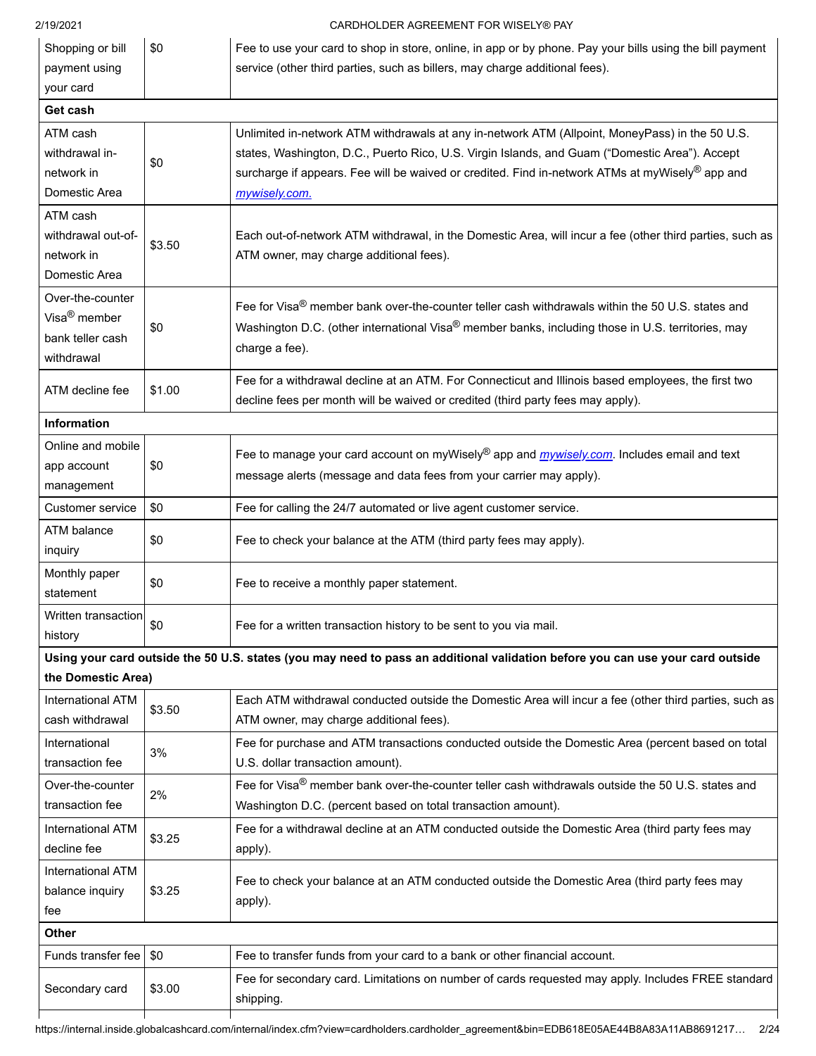| | | |
|---|---|---|
| Shopping or bill payment using your card | $0 | Fee to use your card to shop in store, online, in app or by phone. Pay your bills using the bill payment service (other third parties, such as billers, may charge additional fees). |
| **Get cash** | | |
| ATM cash withdrawal in-network in Domestic Area | $0 | Unlimited in-network ATM withdrawals at any in-network ATM (Allpoint, MoneyPass) in the 50 U.S. states, Washington, D.C., Puerto Rico, U.S. Virgin Islands, and Guam ("Domestic Area"). Accept surcharge if appears. Fee will be waived or credited. Find in-network ATMs at myWisely® app and *mywisely.com.* |
| ATM cash withdrawal out-of-network in Domestic Area | $3.50 | Each out-of-network ATM withdrawal, in the Domestic Area, will incur a fee (other third parties, such as ATM owner, may charge additional fees). |
| Over-the-counter Visa® member bank teller cash withdrawal | $0 | Fee for Visa® member bank over-the-counter teller cash withdrawals within the 50 U.S. states and Washington D.C. (other international Visa® member banks, including those in U.S. territories, may charge a fee). |
| ATM decline fee | $1.00 | Fee for a withdrawal decline at an ATM. For Connecticut and Illinois based employees, the first two decline fees per month will be waived or credited (third party fees may apply). |
| **Information** | | |
| Online and mobile app account management | $0 | Fee to manage your card account on myWisely® app and *mywisely.com*. Includes email and text message alerts (message and data fees from your carrier may apply). |
| Customer service | $0 | Fee for calling the 24/7 automated or live agent customer service. |
| ATM balance inquiry | $0 | Fee to check your balance at the ATM (third party fees may apply). |
| Monthly paper statement | $0 | Fee to receive a monthly paper statement. |
| Written transaction history | $0 | Fee for a written transaction history to be sent to you via mail. |
| **Using your card outside the 50 U.S. states (you may need to pass an additional validation before you can use your card outside the Domestic Area)** | | |
| International ATM cash withdrawal | $3.50 | Each ATM withdrawal conducted outside the Domestic Area will incur a fee (other third parties, such as ATM owner, may charge additional fees). |
| International transaction fee | 3% | Fee for purchase and ATM transactions conducted outside the Domestic Area (percent based on total U.S. dollar transaction amount). |
| Over-the-counter transaction fee | 2% | Fee for Visa® member bank over-the-counter teller cash withdrawals outside the 50 U.S. states and Washington D.C. (percent based on total transaction amount). |
| International ATM decline fee | $3.25 | Fee for a withdrawal decline at an ATM conducted outside the Domestic Area (third party fees may apply). |
| International ATM balance inquiry fee | $3.25 | Fee to check your balance at an ATM conducted outside the Domestic Area (third party fees may apply). |
| **Other** | | |
| Funds transfer fee | $0 | Fee to transfer funds from your card to a bank or other financial account. |
| Secondary card | $3.00 | Fee for secondary card. Limitations on number of cards requested may apply. Includes FREE standard shipping. |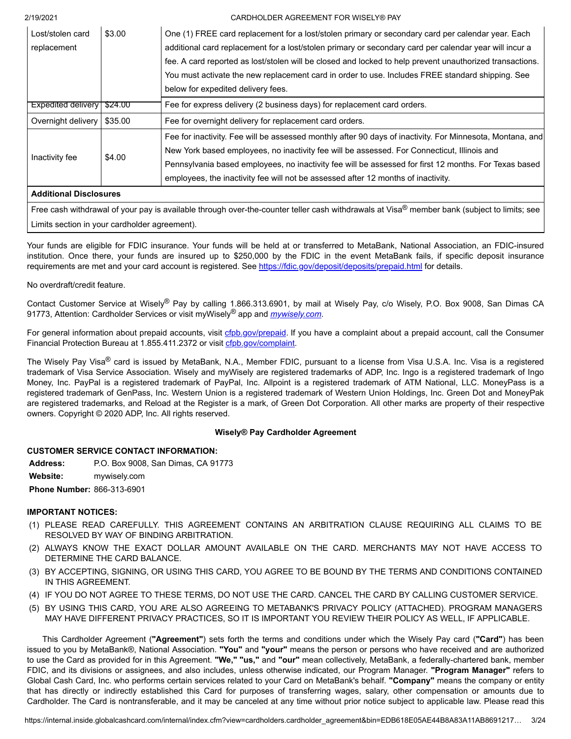| | | |
|---|---|---|
| Lost/stolen card replacement | $3.00 | One (1) FREE card replacement for a lost/stolen primary or secondary card per calendar year. Each additional card replacement for a lost/stolen primary or secondary card per calendar year will incur a fee. A card reported as lost/stolen will be closed and locked to help prevent unauthorized transactions. You must activate the new replacement card in order to use. Includes FREE standard shipping. See below for expedited delivery fees. |
| Expedited delivery | $24.00 | Fee for express delivery (2 business days) for replacement card orders. |
| Overnight delivery | $35.00 | Fee for overnight delivery for replacement card orders. |
| Inactivity fee | $4.00 | Fee for inactivity. Fee will be assessed monthly after 90 days of inactivity. For Minnesota, Montana, and New York based employees, no inactivity fee will be assessed. For Connecticut, Illinois and Pennsylvania based employees, no inactivity fee will be assessed for first 12 months. For Texas based employees, the inactivity fee will not be assessed after 12 months of inactivity. |
| **Additional Disclosures** | | |
| Free cash withdrawal of your pay is available through over-the-counter teller cash withdrawals at Visa® member bank (subject to limits; see Limits section in your cardholder agreement). | | |

Your funds are eligible for FDIC insurance. Your funds will be held at or transferred to MetaBank, National Association, an FDIC-insured institution. Once there, your funds are insured up to $250,000 by the FDIC in the event MetaBank fails, if specific deposit insurance requirements are met and your card account is registered. See https://fdic.gov/deposit/deposits/prepaid.html for details.

No overdraft/credit feature.

Contact Customer Service at Wisely® Pay by calling 1.866.313.6901, by mail at Wisely Pay, c/o Wisely, P.O. Box 9008, San Dimas CA 91773, Attention: Cardholder Services or visit myWisely® app and *mywisely.com*.

For general information about prepaid accounts, visit cfpb.gov/prepaid. If you have a complaint about a prepaid account, call the Consumer Financial Protection Bureau at 1.855.411.2372 or visit cfpb.gov/complaint.

The Wisely Pay Visa® card is issued by MetaBank, N.A., Member FDIC, pursuant to a license from Visa U.S.A. Inc. Visa is a registered trademark of Visa Service Association. Wisely and myWisely are registered trademarks of ADP, Inc. Ingo is a registered trademark of Ingo Money, Inc. PayPal is a registered trademark of PayPal, Inc. Allpoint is a registered trademark of ATM National, LLC. MoneyPass is a registered trademark of GenPass, Inc. Western Union is a registered trademark of Western Union Holdings, Inc. Green Dot and MoneyPak are registered trademarks, and Reload at the Register is a mark, of Green Dot Corporation. All other marks are property of their respective owners. Copyright © 2020 ADP, Inc. All rights reserved.

## Wisely® Pay Cardholder Agreement

**CUSTOMER SERVICE CONTACT INFORMATION:**

**Address:** P.O. Box 9008, San Dimas, CA 91773
**Website:** mywisely.com
**Phone Number:** 866-313-6901

**IMPORTANT NOTICES:**

1. PLEASE READ CAREFULLY. THIS AGREEMENT CONTAINS AN ARBITRATION CLAUSE REQUIRING ALL CLAIMS TO BE RESOLVED BY WAY OF BINDING ARBITRATION.
2. ALWAYS KNOW THE EXACT DOLLAR AMOUNT AVAILABLE ON THE CARD. MERCHANTS MAY NOT HAVE ACCESS TO DETERMINE THE CARD BALANCE.
3. BY ACCEPTING, SIGNING, OR USING THIS CARD, YOU AGREE TO BE BOUND BY THE TERMS AND CONDITIONS CONTAINED IN THIS AGREEMENT.
4. IF YOU DO NOT AGREE TO THESE TERMS, DO NOT USE THE CARD. CANCEL THE CARD BY CALLING CUSTOMER SERVICE.
5. BY USING THIS CARD, YOU ARE ALSO AGREEING TO METABANK'S PRIVACY POLICY (ATTACHED). PROGRAM MANAGERS MAY HAVE DIFFERENT PRIVACY PRACTICES, SO IT IS IMPORTANT YOU REVIEW THEIR POLICY AS WELL, IF APPLICABLE.

This Cardholder Agreement (**"Agreement"**) sets forth the terms and conditions under which the Wisely Pay card (**"Card"**) has been issued to you by MetaBank®, National Association. **"You"** and **"your"** means the person or persons who have received and are authorized to use the Card as provided for in this Agreement. **"We," "us,"** and **"our"** mean collectively, MetaBank, a federally-chartered bank, member FDIC, and its divisions or assignees, and also includes, unless otherwise indicated, our Program Manager. **"Program Manager"** refers to Global Cash Card, Inc. who performs certain services related to your Card on MetaBank's behalf. **"Company"** means the company or entity that has directly or indirectly established this Card for purposes of transferring wages, salary, other compensation or amounts due to Cardholder. The Card is nontransferable, and it may be canceled at any time without prior notice subject to applicable law. Please read this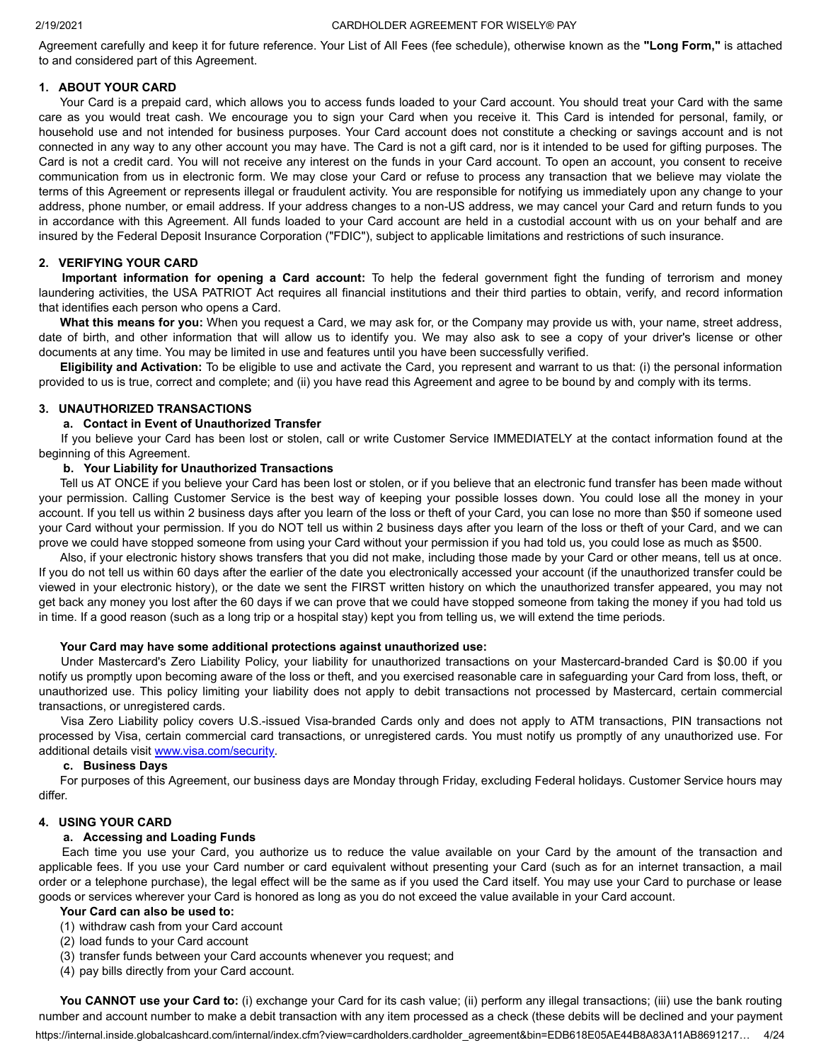Agreement carefully and keep it for future reference. Your List of All Fees (fee schedule), otherwise known as the **"Long Form,"** is attached to and considered part of this Agreement.

## 1. ABOUT YOUR CARD

Your Card is a prepaid card, which allows you to access funds loaded to your Card account. You should treat your Card with the same care as you would treat cash. We encourage you to sign your Card when you receive it. This Card is intended for personal, family, or household use and not intended for business purposes. Your Card account does not constitute a checking or savings account and is not connected in any way to any other account you may have. The Card is not a gift card, nor is it intended to be used for gifting purposes. The Card is not a credit card. You will not receive any interest on the funds in your Card account. To open an account, you consent to receive communication from us in electronic form. We may close your Card or refuse to process any transaction that we believe may violate the terms of this Agreement or represents illegal or fraudulent activity. You are responsible for notifying us immediately upon any change to your address, phone number, or email address. If your address changes to a non-US address, we may cancel your Card and return funds to you in accordance with this Agreement. All funds loaded to your Card account are held in a custodial account with us on your behalf and are insured by the Federal Deposit Insurance Corporation ("FDIC"), subject to applicable limitations and restrictions of such insurance.

## 2. VERIFYING YOUR CARD

**Important information for opening a Card account:** To help the federal government fight the funding of terrorism and money laundering activities, the USA PATRIOT Act requires all financial institutions and their third parties to obtain, verify, and record information that identifies each person who opens a Card.

**What this means for you:** When you request a Card, we may ask for, or the Company may provide us with, your name, street address, date of birth, and other information that will allow us to identify you. We may also ask to see a copy of your driver's license or other documents at any time. You may be limited in use and features until you have been successfully verified.

**Eligibility and Activation:** To be eligible to use and activate the Card, you represent and warrant to us that: (i) the personal information provided to us is true, correct and complete; and (ii) you have read this Agreement and agree to be bound by and comply with its terms.

## 3. UNAUTHORIZED TRANSACTIONS

### a. Contact in Event of Unauthorized Transfer

If you believe your Card has been lost or stolen, call or write Customer Service IMMEDIATELY at the contact information found at the beginning of this Agreement.

### b. Your Liability for Unauthorized Transactions

Tell us AT ONCE if you believe your Card has been lost or stolen, or if you believe that an electronic fund transfer has been made without your permission. Calling Customer Service is the best way of keeping your possible losses down. You could lose all the money in your account. If you tell us within 2 business days after you learn of the loss or theft of your Card, you can lose no more than $50 if someone used your Card without your permission. If you do NOT tell us within 2 business days after you learn of the loss or theft of your Card, and we can prove we could have stopped someone from using your Card without your permission if you had told us, you could lose as much as $500.

Also, if your electronic history shows transfers that you did not make, including those made by your Card or other means, tell us at once. If you do not tell us within 60 days after the earlier of the date you electronically accessed your account (if the unauthorized transfer could be viewed in your electronic history), or the date we sent the FIRST written history on which the unauthorized transfer appeared, you may not get back any money you lost after the 60 days if we can prove that we could have stopped someone from taking the money if you had told us in time. If a good reason (such as a long trip or a hospital stay) kept you from telling us, we will extend the time periods.

**Your Card may have some additional protections against unauthorized use:**

Under Mastercard's Zero Liability Policy, your liability for unauthorized transactions on your Mastercard-branded Card is $0.00 if you notify us promptly upon becoming aware of the loss or theft, and you exercised reasonable care in safeguarding your Card from loss, theft, or unauthorized use. This policy limiting your liability does not apply to debit transactions not processed by Mastercard, certain commercial transactions, or unregistered cards.

Visa Zero Liability policy covers U.S.-issued Visa-branded Cards only and does not apply to ATM transactions, PIN transactions not processed by Visa, certain commercial card transactions, or unregistered cards. You must notify us promptly of any unauthorized use. For additional details visit www.visa.com/security.

### c. Business Days

For purposes of this Agreement, our business days are Monday through Friday, excluding Federal holidays. Customer Service hours may differ.

## 4. USING YOUR CARD

### a. Accessing and Loading Funds

Each time you use your Card, you authorize us to reduce the value available on your Card by the amount of the transaction and applicable fees. If you use your Card number or card equivalent without presenting your Card (such as for an internet transaction, a mail order or a telephone purchase), the legal effect will be the same as if you used the Card itself. You may use your Card to purchase or lease goods or services wherever your Card is honored as long as you do not exceed the value available in your Card account.

**Your Card can also be used to:**

(1) withdraw cash from your Card account
(2) load funds to your Card account
(3) transfer funds between your Card accounts whenever you request; and
(4) pay bills directly from your Card account.

**You CANNOT use your Card to:** (i) exchange your Card for its cash value; (ii) perform any illegal transactions; (iii) use the bank routing number and account number to make a debit transaction with any item processed as a check (these debits will be declined and your payment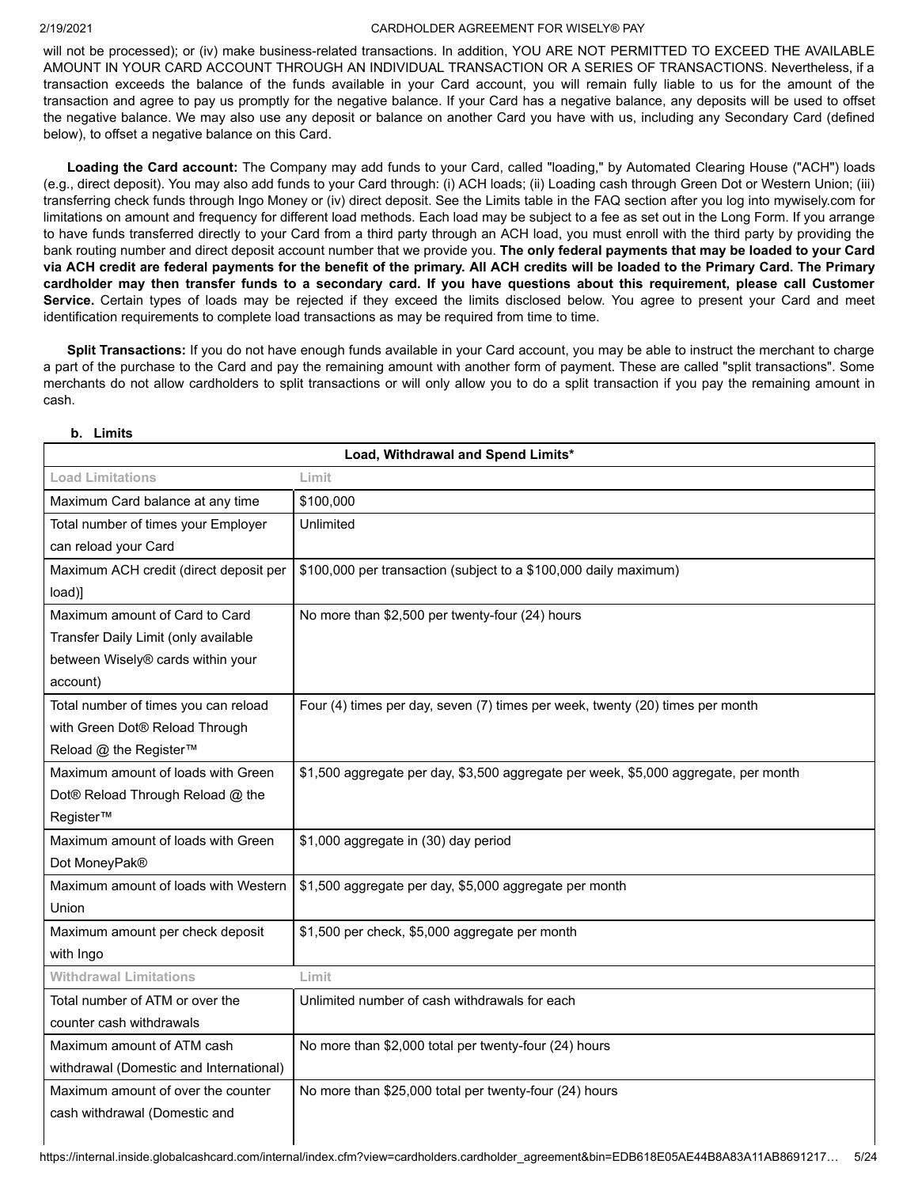will not be processed); or (iv) make business-related transactions. In addition, YOU ARE NOT PERMITTED TO EXCEED THE AVAILABLE AMOUNT IN YOUR CARD ACCOUNT THROUGH AN INDIVIDUAL TRANSACTION OR A SERIES OF TRANSACTIONS. Nevertheless, if a transaction exceeds the balance of the funds available in your Card account, you will remain fully liable to us for the amount of the transaction and agree to pay us promptly for the negative balance. If your Card has a negative balance, any deposits will be used to offset the negative balance. We may also use any deposit or balance on another Card you have with us, including any Secondary Card (defined below), to offset a negative balance on this Card.

**Loading the Card account:** The Company may add funds to your Card, called "loading," by Automated Clearing House ("ACH") loads (e.g., direct deposit). You may also add funds to your Card through: (i) ACH loads; (ii) Loading cash through Green Dot or Western Union; (iii) transferring check funds through Ingo Money or (iv) direct deposit. See the Limits table in the FAQ section after you log into mywisely.com for limitations on amount and frequency for different load methods. Each load may be subject to a fee as set out in the Long Form. If you arrange to have funds transferred directly to your Card from a third party through an ACH load, you must enroll with the third party by providing the bank routing number and direct deposit account number that we provide you. **The only federal payments that may be loaded to your Card via ACH credit are federal payments for the benefit of the primary. All ACH credits will be loaded to the Primary Card. The Primary cardholder may then transfer funds to a secondary card. If you have questions about this requirement, please call Customer Service.** Certain types of loads may be rejected if they exceed the limits disclosed below. You agree to present your Card and meet identification requirements to complete load transactions as may be required from time to time.

**Split Transactions:** If you do not have enough funds available in your Card account, you may be able to instruct the merchant to charge a part of the purchase to the Card and pay the remaining amount with another form of payment. These are called "split transactions". Some merchants do not allow cardholders to split transactions or will only allow you to do a split transaction if you pay the remaining amount in cash.

**b. Limits**

| Load, Withdrawal and Spend Limits* | |
|---|---|
| **Load Limitations** | **Limit** |
| Maximum Card balance at any time | $100,000 |
| Total number of times your Employer can reload your Card | Unlimited |
| Maximum ACH credit (direct deposit per load)] | $100,000 per transaction (subject to a $100,000 daily maximum) |
| Maximum amount of Card to Card Transfer Daily Limit (only available between Wisely® cards within your account) | No more than $2,500 per twenty-four (24) hours |
| Total number of times you can reload with Green Dot® Reload Through Reload @ the Register™ | Four (4) times per day, seven (7) times per week, twenty (20) times per month |
| Maximum amount of loads with Green Dot® Reload Through Reload @ the Register™ | $1,500 aggregate per day, $3,500 aggregate per week, $5,000 aggregate, per month |
| Maximum amount of loads with Green Dot MoneyPak® | $1,000 aggregate in (30) day period |
| Maximum amount of loads with Western Union | $1,500 aggregate per day, $5,000 aggregate per month |
| Maximum amount per check deposit with Ingo | $1,500 per check, $5,000 aggregate per month |
| **Withdrawal Limitations** | **Limit** |
| Total number of ATM or over the counter cash withdrawals | Unlimited number of cash withdrawals for each |
| Maximum amount of ATM cash withdrawal (Domestic and International) | No more than $2,000 total per twenty-four (24) hours |
| Maximum amount of over the counter cash withdrawal (Domestic and | No more than $25,000 total per twenty-four (24) hours |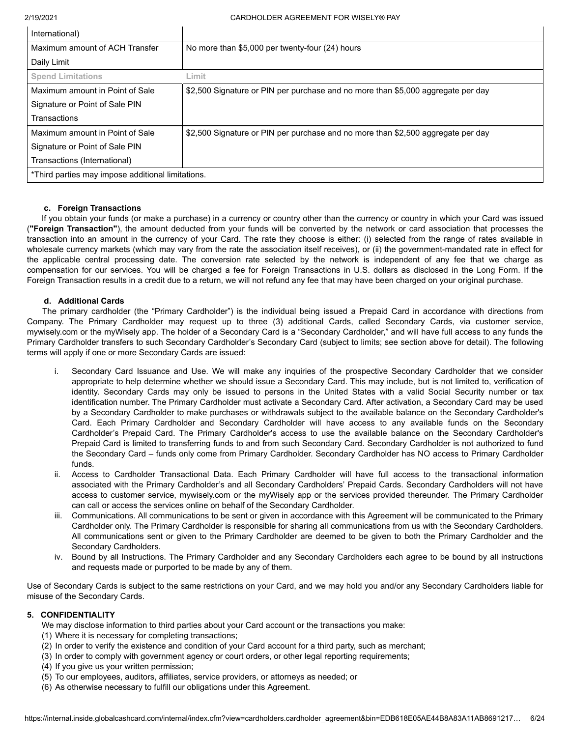| | |
|---|---|
| International) | |
| Maximum amount of ACH Transfer Daily Limit | No more than $5,000 per twenty-four (24) hours |
| **Spend Limitations** | **Limit** |
| Maximum amount in Point of Sale Signature or Point of Sale PIN Transactions | $2,500 Signature or PIN per purchase and no more than $5,000 aggregate per day |
| Maximum amount in Point of Sale Signature or Point of Sale PIN Transactions (International) | $2,500 Signature or PIN per purchase and no more than $2,500 aggregate per day |
| *Third parties may impose additional limitations. | |

#### c. Foreign Transactions

If you obtain your funds (or make a purchase) in a currency or country other than the currency or country in which your Card was issued (**"Foreign Transaction"**), the amount deducted from your funds will be converted by the network or card association that processes the transaction into an amount in the currency of your Card. The rate they choose is either: (i) selected from the range of rates available in wholesale currency markets (which may vary from the rate the association itself receives), or (ii) the government-mandated rate in effect for the applicable central processing date. The conversion rate selected by the network is independent of any fee that we charge as compensation for our services. You will be charged a fee for Foreign Transactions in U.S. dollars as disclosed in the Long Form. If the Foreign Transaction results in a credit due to a return, we will not refund any fee that may have been charged on your original purchase.

#### d. Additional Cards

The primary cardholder (the "Primary Cardholder") is the individual being issued a Prepaid Card in accordance with directions from Company. The Primary Cardholder may request up to three (3) additional Cards, called Secondary Cards, via customer service, mywisely.com or the myWisely app. The holder of a Secondary Card is a "Secondary Cardholder," and will have full access to any funds the Primary Cardholder transfers to such Secondary Cardholder's Secondary Card (subject to limits; see section above for detail). The following terms will apply if one or more Secondary Cards are issued:

i. Secondary Card Issuance and Use. We will make any inquiries of the prospective Secondary Cardholder that we consider appropriate to help determine whether we should issue a Secondary Card. This may include, but is not limited to, verification of identity. Secondary Cards may only be issued to persons in the United States with a valid Social Security number or tax identification number. The Primary Cardholder must activate a Secondary Card. After activation, a Secondary Card may be used by a Secondary Cardholder to make purchases or withdrawals subject to the available balance on the Secondary Cardholder's Card. Each Primary Cardholder and Secondary Cardholder will have access to any available funds on the Secondary Cardholder's Prepaid Card. The Primary Cardholder's access to use the available balance on the Secondary Cardholder's Prepaid Card is limited to transferring funds to and from such Secondary Card. Secondary Cardholder is not authorized to fund the Secondary Card – funds only come from Primary Cardholder. Secondary Cardholder has NO access to Primary Cardholder funds.
ii. Access to Cardholder Transactional Data. Each Primary Cardholder will have full access to the transactional information associated with the Primary Cardholder's and all Secondary Cardholders' Prepaid Cards. Secondary Cardholders will not have access to customer service, mywisely.com or the myWisely app or the services provided thereunder. The Primary Cardholder can call or access the services online on behalf of the Secondary Cardholder.
iii. Communications. All communications to be sent or given in accordance with this Agreement will be communicated to the Primary Cardholder only. The Primary Cardholder is responsible for sharing all communications from us with the Secondary Cardholders. All communications sent or given to the Primary Cardholder are deemed to be given to both the Primary Cardholder and the Secondary Cardholders.
iv. Bound by all Instructions. The Primary Cardholder and any Secondary Cardholders each agree to be bound by all instructions and requests made or purported to be made by any of them.

Use of Secondary Cards is subject to the same restrictions on your Card, and we may hold you and/or any Secondary Cardholders liable for misuse of the Secondary Cards.

### 5. CONFIDENTIALITY

We may disclose information to third parties about your Card account or the transactions you make:

(1) Where it is necessary for completing transactions;
(2) In order to verify the existence and condition of your Card account for a third party, such as merchant;
(3) In order to comply with government agency or court orders, or other legal reporting requirements;
(4) If you give us your written permission;
(5) To our employees, auditors, affiliates, service providers, or attorneys as needed; or
(6) As otherwise necessary to fulfill our obligations under this Agreement.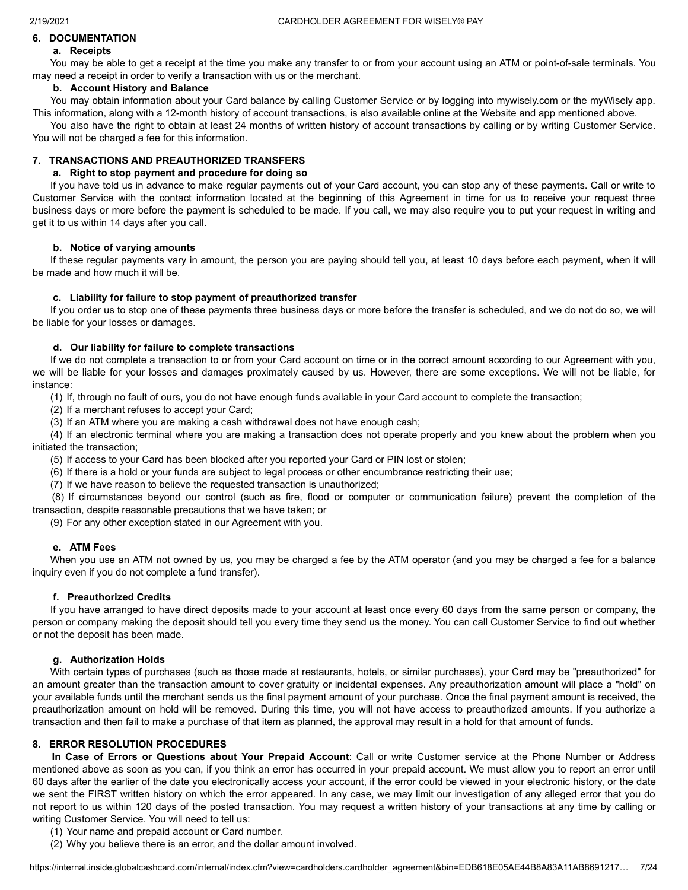## 6. DOCUMENTATION

### a. Receipts

You may be able to get a receipt at the time you make any transfer to or from your account using an ATM or point-of-sale terminals. You may need a receipt in order to verify a transaction with us or the merchant.

### b. Account History and Balance

You may obtain information about your Card balance by calling Customer Service or by logging into mywisely.com or the myWisely app. This information, along with a 12-month history of account transactions, is also available online at the Website and app mentioned above.

You also have the right to obtain at least 24 months of written history of account transactions by calling or by writing Customer Service. You will not be charged a fee for this information.

## 7. TRANSACTIONS AND PREAUTHORIZED TRANSFERS

### a. Right to stop payment and procedure for doing so

If you have told us in advance to make regular payments out of your Card account, you can stop any of these payments. Call or write to Customer Service with the contact information located at the beginning of this Agreement in time for us to receive your request three business days or more before the payment is scheduled to be made. If you call, we may also require you to put your request in writing and get it to us within 14 days after you call.

### b. Notice of varying amounts

If these regular payments vary in amount, the person you are paying should tell you, at least 10 days before each payment, when it will be made and how much it will be.

### c. Liability for failure to stop payment of preauthorized transfer

If you order us to stop one of these payments three business days or more before the transfer is scheduled, and we do not do so, we will be liable for your losses or damages.

### d. Our liability for failure to complete transactions

If we do not complete a transaction to or from your Card account on time or in the correct amount according to our Agreement with you, we will be liable for your losses and damages proximately caused by us. However, there are some exceptions. We will not be liable, for instance:

(1) If, through no fault of ours, you do not have enough funds available in your Card account to complete the transaction;

(2) If a merchant refuses to accept your Card;

(3) If an ATM where you are making a cash withdrawal does not have enough cash;

(4) If an electronic terminal where you are making a transaction does not operate properly and you knew about the problem when you initiated the transaction;

(5) If access to your Card has been blocked after you reported your Card or PIN lost or stolen;

(6) If there is a hold or your funds are subject to legal process or other encumbrance restricting their use;

(7) If we have reason to believe the requested transaction is unauthorized;

(8) If circumstances beyond our control (such as fire, flood or computer or communication failure) prevent the completion of the transaction, despite reasonable precautions that we have taken; or

(9) For any other exception stated in our Agreement with you.

### e. ATM Fees

When you use an ATM not owned by us, you may be charged a fee by the ATM operator (and you may be charged a fee for a balance inquiry even if you do not complete a fund transfer).

### f. Preauthorized Credits

If you have arranged to have direct deposits made to your account at least once every 60 days from the same person or company, the person or company making the deposit should tell you every time they send us the money. You can call Customer Service to find out whether or not the deposit has been made.

### g. Authorization Holds

With certain types of purchases (such as those made at restaurants, hotels, or similar purchases), your Card may be "preauthorized" for an amount greater than the transaction amount to cover gratuity or incidental expenses. Any preauthorization amount will place a "hold" on your available funds until the merchant sends us the final payment amount of your purchase. Once the final payment amount is received, the preauthorization amount on hold will be removed. During this time, you will not have access to preauthorized amounts. If you authorize a transaction and then fail to make a purchase of that item as planned, the approval may result in a hold for that amount of funds.

## 8. ERROR RESOLUTION PROCEDURES

**In Case of Errors or Questions about Your Prepaid Account**: Call or write Customer service at the Phone Number or Address mentioned above as soon as you can, if you think an error has occurred in your prepaid account. We must allow you to report an error until 60 days after the earlier of the date you electronically access your account, if the error could be viewed in your electronic history, or the date we sent the FIRST written history on which the error appeared. In any case, we may limit our investigation of any alleged error that you do not report to us within 120 days of the posted transaction. You may request a written history of your transactions at any time by calling or writing Customer Service. You will need to tell us:

(1) Your name and prepaid account or Card number.

(2) Why you believe there is an error, and the dollar amount involved.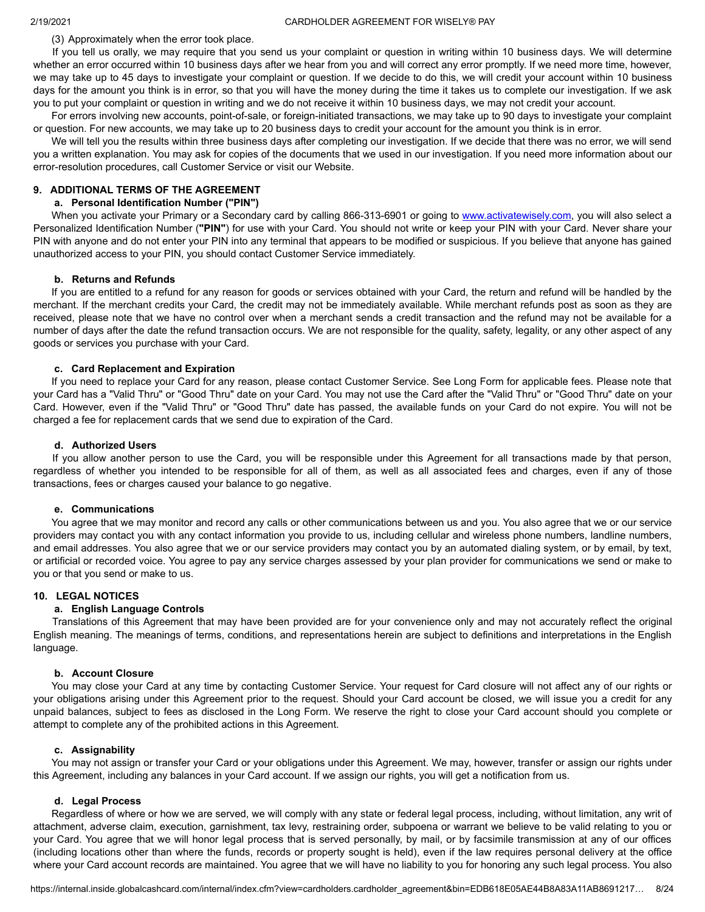(3) Approximately when the error took place.

If you tell us orally, we may require that you send us your complaint or question in writing within 10 business days. We will determine whether an error occurred within 10 business days after we hear from you and will correct any error promptly. If we need more time, however, we may take up to 45 days to investigate your complaint or question. If we decide to do this, we will credit your account within 10 business days for the amount you think is in error, so that you will have the money during the time it takes us to complete our investigation. If we ask you to put your complaint or question in writing and we do not receive it within 10 business days, we may not credit your account.

For errors involving new accounts, point-of-sale, or foreign-initiated transactions, we may take up to 90 days to investigate your complaint or question. For new accounts, we may take up to 20 business days to credit your account for the amount you think is in error.

We will tell you the results within three business days after completing our investigation. If we decide that there was no error, we will send you a written explanation. You may ask for copies of the documents that we used in our investigation. If you need more information about our error-resolution procedures, call Customer Service or visit our Website.

## 9. ADDITIONAL TERMS OF THE AGREEMENT

### a. Personal Identification Number ("PIN")

When you activate your Primary or a Secondary card by calling 866-313-6901 or going to www.activatewisely.com, you will also select a Personalized Identification Number (**"PIN"**) for use with your Card. You should not write or keep your PIN with your Card. Never share your PIN with anyone and do not enter your PIN into any terminal that appears to be modified or suspicious. If you believe that anyone has gained unauthorized access to your PIN, you should contact Customer Service immediately.

### b. Returns and Refunds

If you are entitled to a refund for any reason for goods or services obtained with your Card, the return and refund will be handled by the merchant. If the merchant credits your Card, the credit may not be immediately available. While merchant refunds post as soon as they are received, please note that we have no control over when a merchant sends a credit transaction and the refund may not be available for a number of days after the date the refund transaction occurs. We are not responsible for the quality, safety, legality, or any other aspect of any goods or services you purchase with your Card.

### c. Card Replacement and Expiration

If you need to replace your Card for any reason, please contact Customer Service. See Long Form for applicable fees. Please note that your Card has a "Valid Thru" or "Good Thru" date on your Card. You may not use the Card after the "Valid Thru" or "Good Thru" date on your Card. However, even if the "Valid Thru" or "Good Thru" date has passed, the available funds on your Card do not expire. You will not be charged a fee for replacement cards that we send due to expiration of the Card.

### d. Authorized Users

If you allow another person to use the Card, you will be responsible under this Agreement for all transactions made by that person, regardless of whether you intended to be responsible for all of them, as well as all associated fees and charges, even if any of those transactions, fees or charges caused your balance to go negative.

### e. Communications

You agree that we may monitor and record any calls or other communications between us and you. You also agree that we or our service providers may contact you with any contact information you provide to us, including cellular and wireless phone numbers, landline numbers, and email addresses. You also agree that we or our service providers may contact you by an automated dialing system, or by email, by text, or artificial or recorded voice. You agree to pay any service charges assessed by your plan provider for communications we send or make to you or that you send or make to us.

## 10. LEGAL NOTICES

### a. English Language Controls

Translations of this Agreement that may have been provided are for your convenience only and may not accurately reflect the original English meaning. The meanings of terms, conditions, and representations herein are subject to definitions and interpretations in the English language.

### b. Account Closure

You may close your Card at any time by contacting Customer Service. Your request for Card closure will not affect any of our rights or your obligations arising under this Agreement prior to the request. Should your Card account be closed, we will issue you a credit for any unpaid balances, subject to fees as disclosed in the Long Form. We reserve the right to close your Card account should you complete or attempt to complete any of the prohibited actions in this Agreement.

### c. Assignability

You may not assign or transfer your Card or your obligations under this Agreement. We may, however, transfer or assign our rights under this Agreement, including any balances in your Card account. If we assign our rights, you will get a notification from us.

### d. Legal Process

Regardless of where or how we are served, we will comply with any state or federal legal process, including, without limitation, any writ of attachment, adverse claim, execution, garnishment, tax levy, restraining order, subpoena or warrant we believe to be valid relating to you or your Card. You agree that we will honor legal process that is served personally, by mail, or by facsimile transmission at any of our offices (including locations other than where the funds, records or property sought is held), even if the law requires personal delivery at the office where your Card account records are maintained. You agree that we will have no liability to you for honoring any such legal process. You also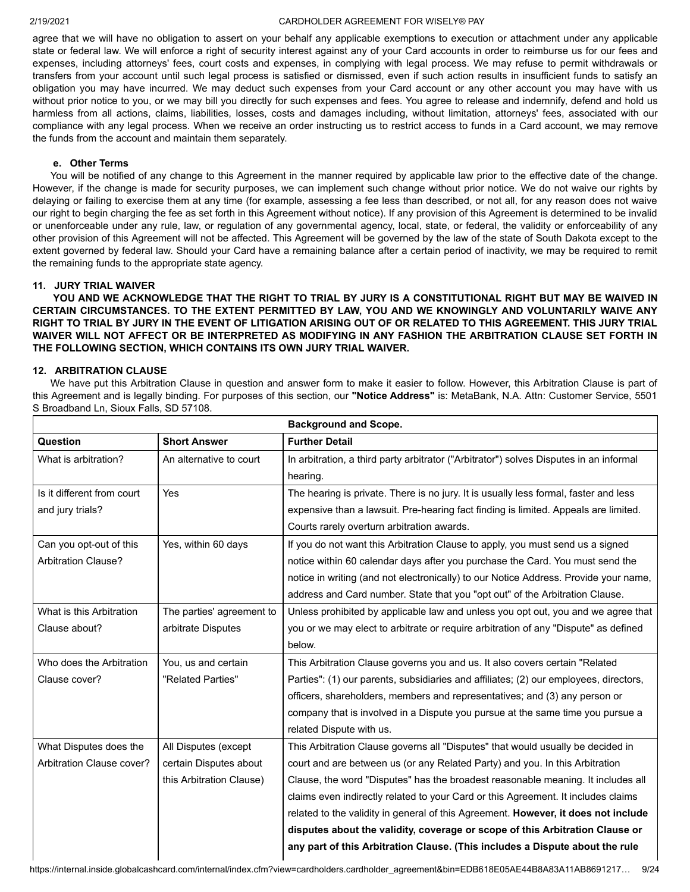agree that we will have no obligation to assert on your behalf any applicable exemptions to execution or attachment under any applicable state or federal law. We will enforce a right of security interest against any of your Card accounts in order to reimburse us for our fees and expenses, including attorneys' fees, court costs and expenses, in complying with legal process. We may refuse to permit withdrawals or transfers from your account until such legal process is satisfied or dismissed, even if such action results in insufficient funds to satisfy an obligation you may have incurred. We may deduct such expenses from your Card account or any other account you may have with us without prior notice to you, or we may bill you directly for such expenses and fees. You agree to release and indemnify, defend and hold us harmless from all actions, claims, liabilities, losses, costs and damages including, without limitation, attorneys' fees, associated with our compliance with any legal process. When we receive an order instructing us to restrict access to funds in a Card account, we may remove the funds from the account and maintain them separately.

#### e. Other Terms

You will be notified of any change to this Agreement in the manner required by applicable law prior to the effective date of the change. However, if the change is made for security purposes, we can implement such change without prior notice. We do not waive our rights by delaying or failing to exercise them at any time (for example, assessing a fee less than described, or not all, for any reason does not waive our right to begin charging the fee as set forth in this Agreement without notice). If any provision of this Agreement is determined to be invalid or unenforceable under any rule, law, or regulation of any governmental agency, local, state, or federal, the validity or enforceability of any other provision of this Agreement will not be affected. This Agreement will be governed by the law of the state of South Dakota except to the extent governed by federal law. Should your Card have a remaining balance after a certain period of inactivity, we may be required to remit the remaining funds to the appropriate state agency.

### 11. JURY TRIAL WAIVER

**YOU AND WE ACKNOWLEDGE THAT THE RIGHT TO TRIAL BY JURY IS A CONSTITUTIONAL RIGHT BUT MAY BE WAIVED IN CERTAIN CIRCUMSTANCES. TO THE EXTENT PERMITTED BY LAW, YOU AND WE KNOWINGLY AND VOLUNTARILY WAIVE ANY RIGHT TO TRIAL BY JURY IN THE EVENT OF LITIGATION ARISING OUT OF OR RELATED TO THIS AGREEMENT. THIS JURY TRIAL WAIVER WILL NOT AFFECT OR BE INTERPRETED AS MODIFYING IN ANY FASHION THE ARBITRATION CLAUSE SET FORTH IN THE FOLLOWING SECTION, WHICH CONTAINS ITS OWN JURY TRIAL WAIVER.**

### 12. ARBITRATION CLAUSE

We have put this Arbitration Clause in question and answer form to make it easier to follow. However, this Arbitration Clause is part of this Agreement and is legally binding. For purposes of this section, our **"Notice Address"** is: MetaBank, N.A. Attn: Customer Service, 5501 S Broadband Ln, Sioux Falls, SD 57108.

| **Background and Scope.** | | |
|---|---|---|
| **Question** | **Short Answer** | **Further Detail** |
| What is arbitration? | An alternative to court | In arbitration, a third party arbitrator ("Arbitrator") solves Disputes in an informal hearing. |
| Is it different from court and jury trials? | Yes | The hearing is private. There is no jury. It is usually less formal, faster and less expensive than a lawsuit. Pre-hearing fact finding is limited. Appeals are limited. Courts rarely overturn arbitration awards. |
| Can you opt-out of this Arbitration Clause? | Yes, within 60 days | If you do not want this Arbitration Clause to apply, you must send us a signed notice within 60 calendar days after you purchase the Card. You must send the notice in writing (and not electronically) to our Notice Address. Provide your name, address and Card number. State that you "opt out" of the Arbitration Clause. |
| What is this Arbitration Clause about? | The parties' agreement to arbitrate Disputes | Unless prohibited by applicable law and unless you opt out, you and we agree that you or we may elect to arbitrate or require arbitration of any "Dispute" as defined below. |
| Who does the Arbitration Clause cover? | You, us and certain "Related Parties" | This Arbitration Clause governs you and us. It also covers certain "Related Parties": (1) our parents, subsidiaries and affiliates; (2) our employees, directors, officers, shareholders, members and representatives; and (3) any person or company that is involved in a Dispute you pursue at the same time you pursue a related Dispute with us. |
| What Disputes does the Arbitration Clause cover? | All Disputes (except certain Disputes about this Arbitration Clause) | This Arbitration Clause governs all "Disputes" that would usually be decided in court and are between us (or any Related Party) and you. In this Arbitration Clause, the word "Disputes" has the broadest reasonable meaning. It includes all claims even indirectly related to your Card or this Agreement. It includes claims related to the validity in general of this Agreement. **However, it does not include disputes about the validity, coverage or scope of this Arbitration Clause or any part of this Arbitration Clause. (This includes a Dispute about the rule** |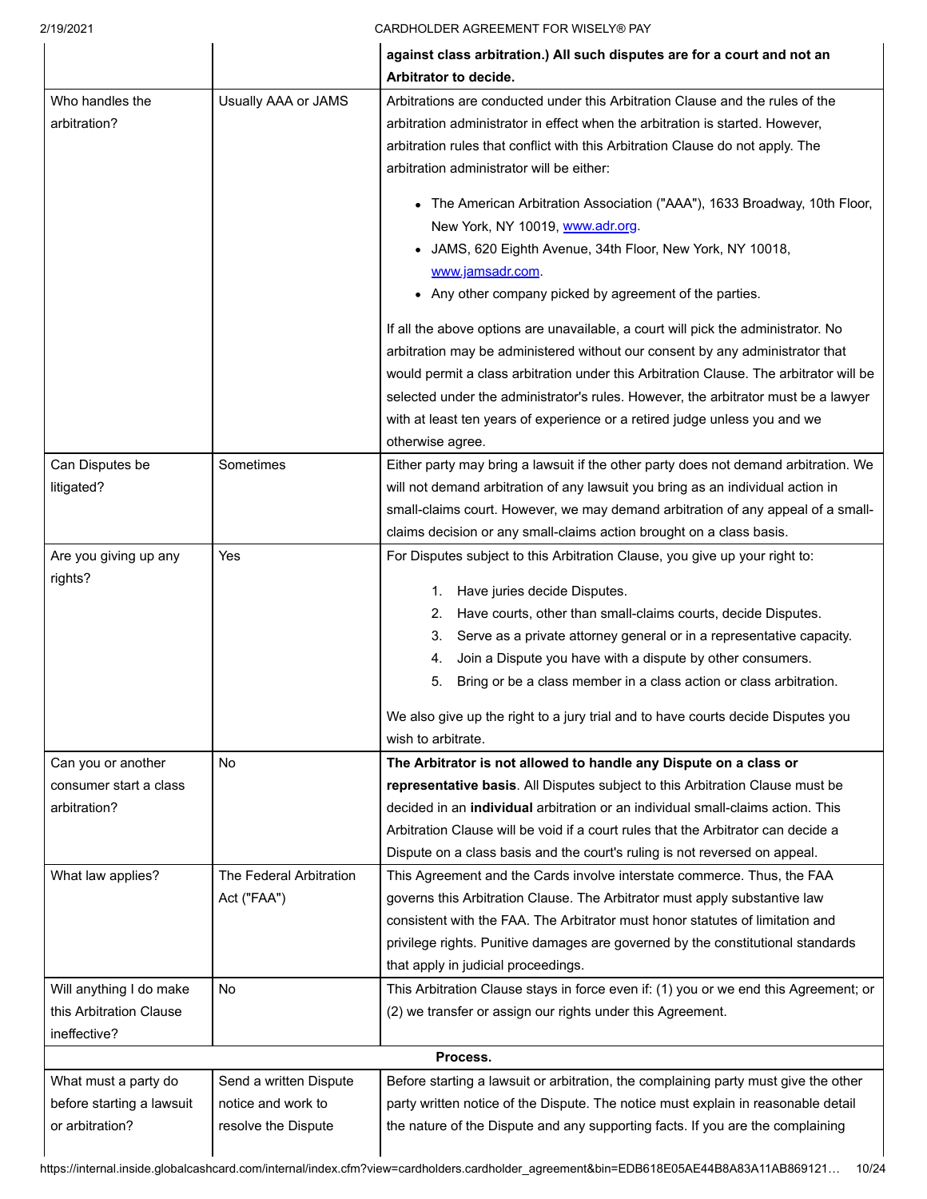| | | |
|---|---|---|
| | | **against class arbitration.) All such disputes are for a court and not an Arbitrator to decide.** |
| Who handles the arbitration? | Usually AAA or JAMS | Arbitrations are conducted under this Arbitration Clause and the rules of the arbitration administrator in effect when the arbitration is started. However, arbitration rules that conflict with this Arbitration Clause do not apply. The arbitration administrator will be either:<br><br>• The American Arbitration Association ("AAA"), 1633 Broadway, 10th Floor, New York, NY 10019, www.adr.org.<br>• JAMS, 620 Eighth Avenue, 34th Floor, New York, NY 10018, www.jamsadr.com.<br>• Any other company picked by agreement of the parties.<br><br>If all the above options are unavailable, a court will pick the administrator. No arbitration may be administered without our consent by any administrator that would permit a class arbitration under this Arbitration Clause. The arbitrator will be selected under the administrator's rules. However, the arbitrator must be a lawyer with at least ten years of experience or a retired judge unless you and we otherwise agree. |
| Can Disputes be litigated? | Sometimes | Either party may bring a lawsuit if the other party does not demand arbitration. We will not demand arbitration of any lawsuit you bring as an individual action in small-claims court. However, we may demand arbitration of any appeal of a small-claims decision or any small-claims action brought on a class basis. |
| Are you giving up any rights? | Yes | For Disputes subject to this Arbitration Clause, you give up your right to:<br><br>1. Have juries decide Disputes.<br>2. Have courts, other than small-claims courts, decide Disputes.<br>3. Serve as a private attorney general or in a representative capacity.<br>4. Join a Dispute you have with a dispute by other consumers.<br>5. Bring or be a class member in a class action or class arbitration.<br><br>We also give up the right to a jury trial and to have courts decide Disputes you wish to arbitrate. |
| Can you or another consumer start a class arbitration? | No | **The Arbitrator is not allowed to handle any Dispute on a class or representative basis**. All Disputes subject to this Arbitration Clause must be decided in an **individual** arbitration or an individual small-claims action. This Arbitration Clause will be void if a court rules that the Arbitrator can decide a Dispute on a class basis and the court's ruling is not reversed on appeal. |
| What law applies? | The Federal Arbitration Act ("FAA") | This Agreement and the Cards involve interstate commerce. Thus, the FAA governs this Arbitration Clause. The Arbitrator must apply substantive law consistent with the FAA. The Arbitrator must honor statutes of limitation and privilege rights. Punitive damages are governed by the constitutional standards that apply in judicial proceedings. |
| Will anything I do make this Arbitration Clause ineffective? | No | This Arbitration Clause stays in force even if: (1) you or we end this Agreement; or (2) we transfer or assign our rights under this Agreement. |
| **Process.** | | |
| What must a party do before starting a lawsuit or arbitration? | Send a written Dispute notice and work to resolve the Dispute | Before starting a lawsuit or arbitration, the complaining party must give the other party written notice of the Dispute. The notice must explain in reasonable detail the nature of the Dispute and any supporting facts. If you are the complaining |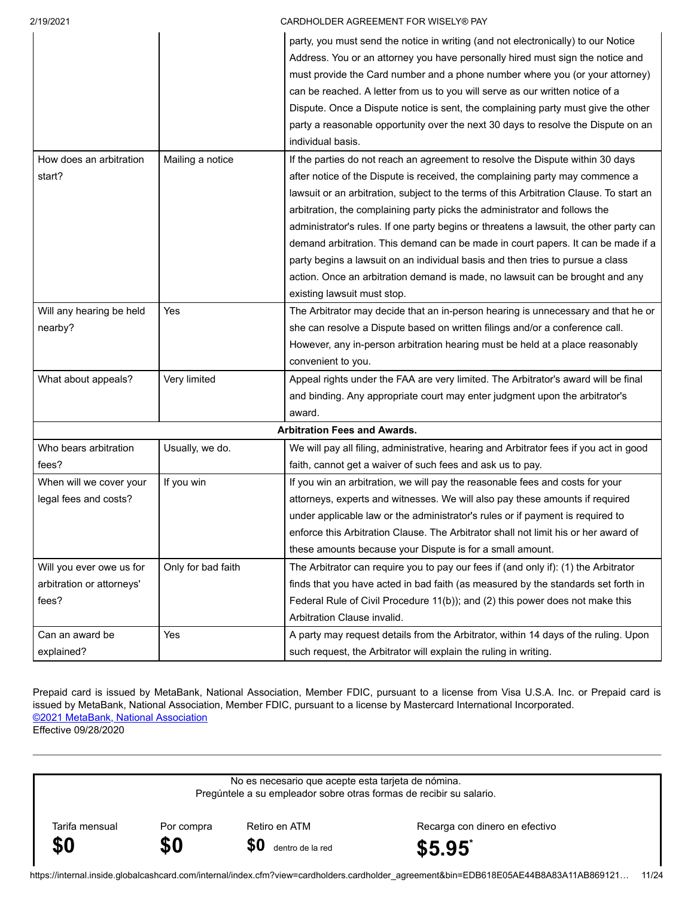| | | |
|---|---|---|
| | | party, you must send the notice in writing (and not electronically) to our Notice Address. You or an attorney you have personally hired must sign the notice and must provide the Card number and a phone number where you (or your attorney) can be reached. A letter from us to you will serve as our written notice of a Dispute. Once a Dispute notice is sent, the complaining party must give the other party a reasonable opportunity over the next 30 days to resolve the Dispute on an individual basis. |
| How does an arbitration start? | Mailing a notice | If the parties do not reach an agreement to resolve the Dispute within 30 days after notice of the Dispute is received, the complaining party may commence a lawsuit or an arbitration, subject to the terms of this Arbitration Clause. To start an arbitration, the complaining party picks the administrator and follows the administrator's rules. If one party begins or threatens a lawsuit, the other party can demand arbitration. This demand can be made in court papers. It can be made if a party begins a lawsuit on an individual basis and then tries to pursue a class action. Once an arbitration demand is made, no lawsuit can be brought and any existing lawsuit must stop. |
| Will any hearing be held nearby? | Yes | The Arbitrator may decide that an in-person hearing is unnecessary and that he or she can resolve a Dispute based on written filings and/or a conference call. However, any in-person arbitration hearing must be held at a place reasonably convenient to you. |
| What about appeals? | Very limited | Appeal rights under the FAA are very limited. The Arbitrator's award will be final and binding. Any appropriate court may enter judgment upon the arbitrator's award. |
| **Arbitration Fees and Awards.** | | |
| Who bears arbitration fees? | Usually, we do. | We will pay all filing, administrative, hearing and Arbitrator fees if you act in good faith, cannot get a waiver of such fees and ask us to pay. |
| When will we cover your legal fees and costs? | If you win | If you win an arbitration, we will pay the reasonable fees and costs for your attorneys, experts and witnesses. We will also pay these amounts if required under applicable law or the administrator's rules or if payment is required to enforce this Arbitration Clause. The Arbitrator shall not limit his or her award of these amounts because your Dispute is for a small amount. |
| Will you ever owe us for arbitration or attorneys' fees? | Only for bad faith | The Arbitrator can require you to pay our fees if (and only if): (1) the Arbitrator finds that you have acted in bad faith (as measured by the standards set forth in Federal Rule of Civil Procedure 11(b)); and (2) this power does not make this Arbitration Clause invalid. |
| Can an award be explained? | Yes | A party may request details from the Arbitrator, within 14 days of the ruling. Upon such request, the Arbitrator will explain the ruling in writing. |

Prepaid card is issued by MetaBank, National Association, Member FDIC, pursuant to a license from Visa U.S.A. Inc. or Prepaid card is issued by MetaBank, National Association, Member FDIC, pursuant to a license by Mastercard International Incorporated.
©2021 MetaBank, National Association
Effective 09/28/2020

---

No es necesario que acepte esta tarjeta de nómina.
Pregúntele a su empleador sobre otras formas de recibir su salario.

| Tarifa mensual | Por compra | Retiro en ATM | Recarga con dinero en efectivo |
|---|---|---|---|
| **$0** | **$0** | **$0** dentro de la red | **$5.95***|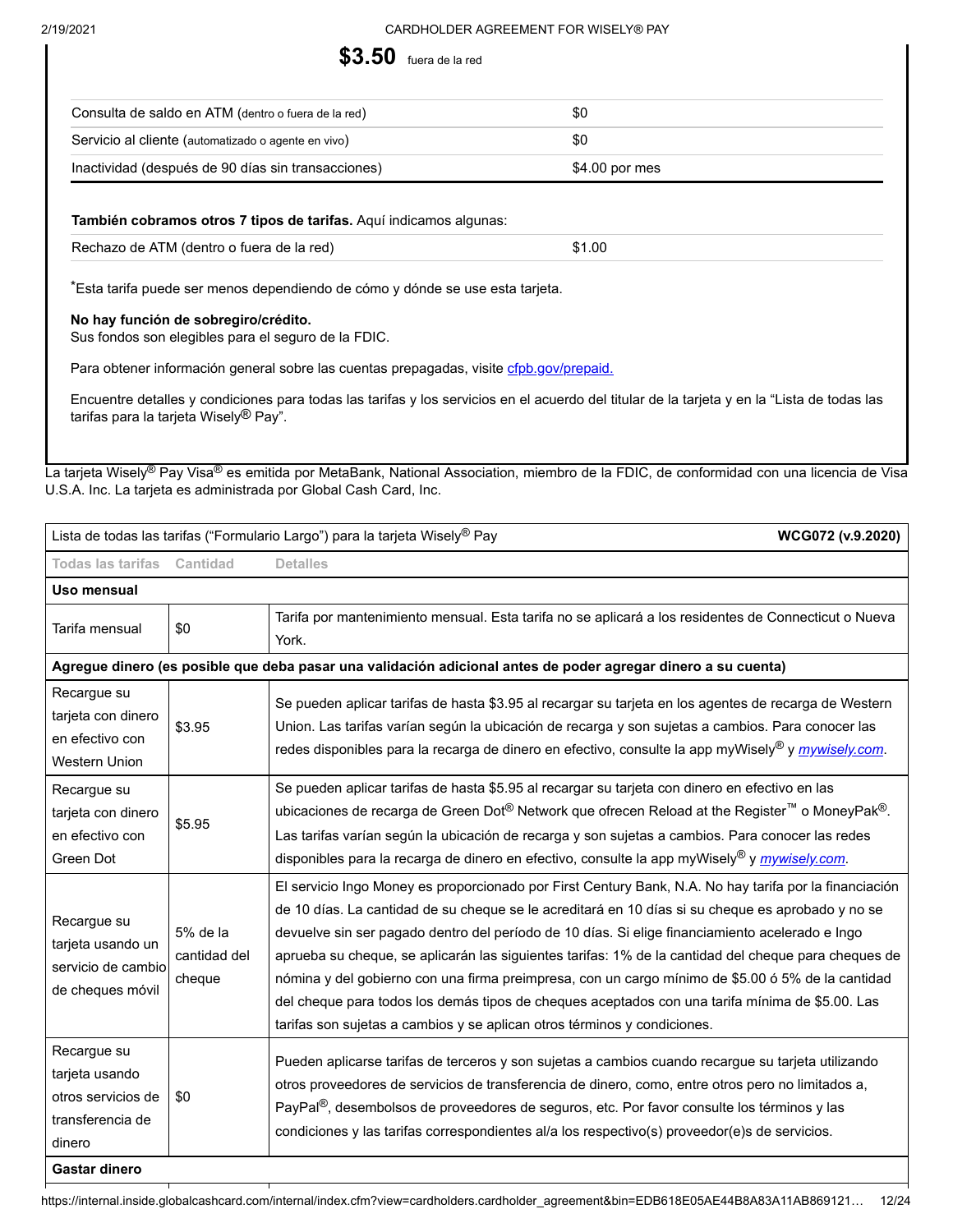**$3.50** fuera de la red

| | |
|---|---|
| Consulta de saldo en ATM (dentro o fuera de la red) | $0 |
| Servicio al cliente (automatizado o agente en vivo) | $0 |
| Inactividad (después de 90 días sin transacciones) | $4.00 por mes |

**También cobramos otros 7 tipos de tarifas.** Aquí indicamos algunas:

| | |
|---|---|
| Rechazo de ATM (dentro o fuera de la red) | $1.00 |

*Esta tarifa puede ser menos dependiendo de cómo y dónde se use esta tarjeta.

**No hay función de sobregiro/crédito.**
Sus fondos son elegibles para el seguro de la FDIC.

Para obtener información general sobre las cuentas prepagadas, visite cfpb.gov/prepaid.

Encuentre detalles y condiciones para todas las tarifas y los servicios en el acuerdo del titular de la tarjeta y en la "Lista de todas las tarifas para la tarjeta Wisely® Pay".

La tarjeta Wisely® Pay Visa® es emitida por MetaBank, National Association, miembro de la FDIC, de conformidad con una licencia de Visa U.S.A. Inc. La tarjeta es administrada por Global Cash Card, Inc.

| Lista de todas las tarifas ("Formulario Largo") para la tarjeta Wisely® Pay | | **WCG072 (v.9.2020)** |
|---|---|---|
| Todas las tarifas | Cantidad | Detalles |
| **Uso mensual** | | |
| Tarifa mensual | $0 | Tarifa por mantenimiento mensual. Esta tarifa no se aplicará a los residentes de Connecticut o Nueva York. |
| **Agregue dinero (es posible que deba pasar una validación adicional antes de poder agregar dinero a su cuenta)** | | |
| Recargue su tarjeta con dinero en efectivo con Western Union | $3.95 | Se pueden aplicar tarifas de hasta $3.95 al recargar su tarjeta en los agentes de recarga de Western Union. Las tarifas varían según la ubicación de recarga y son sujetas a cambios. Para conocer las redes disponibles para la recarga de dinero en efectivo, consulte la app myWisely® y *mywisely.com*. |
| Recargue su tarjeta con dinero en efectivo con Green Dot | $5.95 | Se pueden aplicar tarifas de hasta $5.95 al recargar su tarjeta con dinero en efectivo en las ubicaciones de recarga de Green Dot® Network que ofrecen Reload at the Register™ o MoneyPak®. Las tarifas varían según la ubicación de recarga y son sujetas a cambios. Para conocer las redes disponibles para la recarga de dinero en efectivo, consulte la app myWisely® y *mywisely.com*. |
| Recargue su tarjeta usando un servicio de cambio de cheques móvil | 5% de la cantidad del cheque | El servicio Ingo Money es proporcionado por First Century Bank, N.A. No hay tarifa por la financiación de 10 días. La cantidad de su cheque se le acreditará en 10 días si su cheque es aprobado y no se devuelve sin ser pagado dentro del período de 10 días. Si elige financiamiento acelerado e Ingo aprueba su cheque, se aplicarán las siguientes tarifas: 1% de la cantidad del cheque para cheques de nómina y del gobierno con una firma preimpresa, con un cargo mínimo de $5.00 ó 5% de la cantidad del cheque para todos los demás tipos de cheques aceptados con una tarifa mínima de $5.00. Las tarifas son sujetas a cambios y se aplican otros términos y condiciones. |
| Recargue su tarjeta usando otros servicios de transferencia de dinero | $0 | Pueden aplicarse tarifas de terceros y son sujetas a cambios cuando recargue su tarjeta utilizando otros proveedores de servicios de transferencia de dinero, como, entre otros pero no limitados a, PayPal®, desembolsos de proveedores de seguros, etc. Por favor consulte los términos y las condiciones y las tarifas correspondientes al/a los respectivo(s) proveedor(e)s de servicios. |
| **Gastar dinero** | | |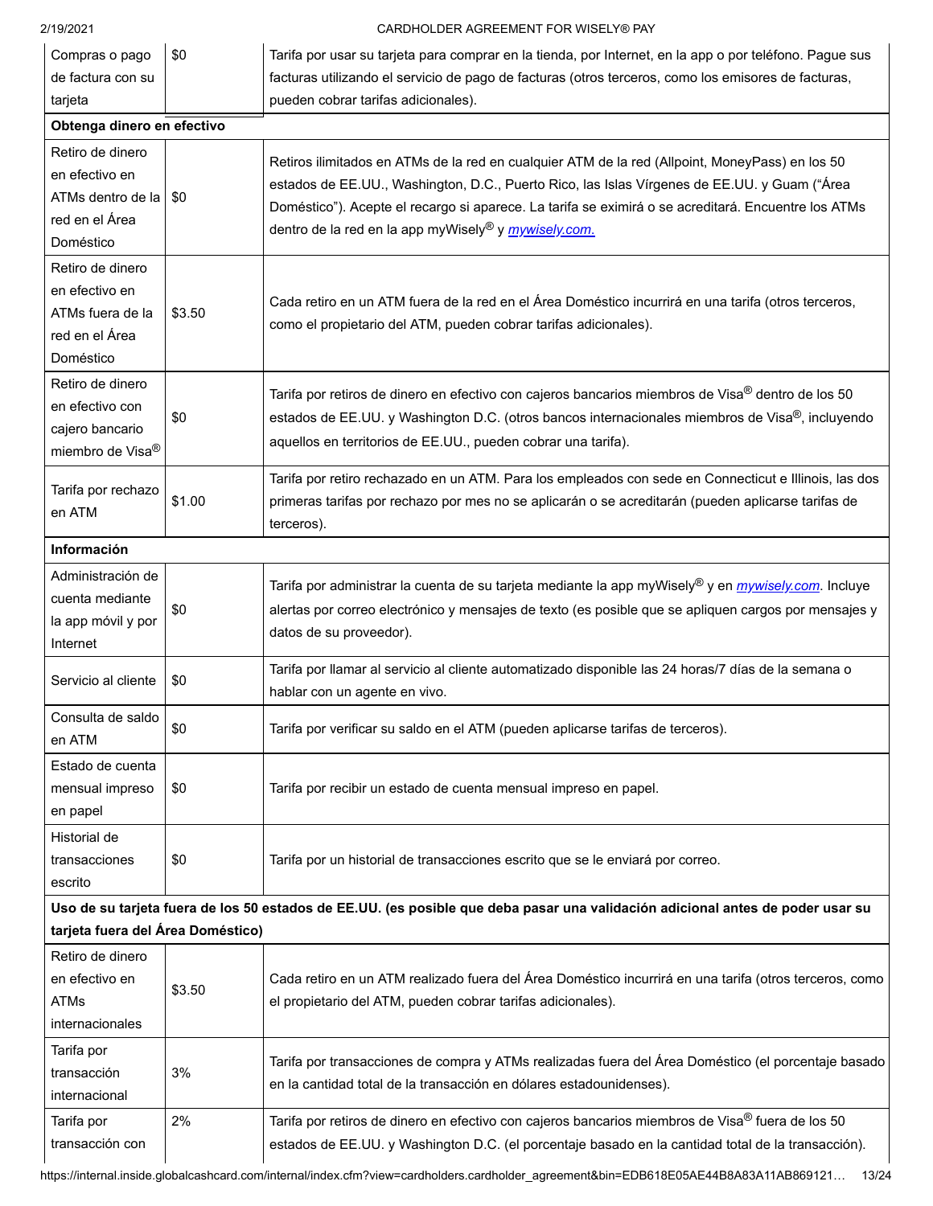| | | |
|---|---|---|
| Compras o pago de factura con su tarjeta | $0 | Tarifa por usar su tarjeta para comprar en la tienda, por Internet, en la app o por teléfono. Pague sus facturas utilizando el servicio de pago de facturas (otros terceros, como los emisores de facturas, pueden cobrar tarifas adicionales). |
| **Obtenga dinero en efectivo** | | |
| Retiro de dinero en efectivo en ATMs dentro de la red en el Área Doméstico | $0 | Retiros ilimitados en ATMs de la red en cualquier ATM de la red (Allpoint, MoneyPass) en los 50 estados de EE.UU., Washington, D.C., Puerto Rico, las Islas Vírgenes de EE.UU. y Guam ("Área Doméstico"). Acepte el recargo si aparece. La tarifa se eximirá o se acreditará. Encuentre los ATMs dentro de la red en la app myWisely® y *mywisely.com.* |
| Retiro de dinero en efectivo en ATMs fuera de la red en el Área Doméstico | $3.50 | Cada retiro en un ATM fuera de la red en el Área Doméstico incurrirá en una tarifa (otros terceros, como el propietario del ATM, pueden cobrar tarifas adicionales). |
| Retiro de dinero en efectivo con cajero bancario miembro de Visa® | $0 | Tarifa por retiros de dinero en efectivo con cajeros bancarios miembros de Visa® dentro de los 50 estados de EE.UU. y Washington D.C. (otros bancos internacionales miembros de Visa®, incluyendo aquellos en territorios de EE.UU., pueden cobrar una tarifa). |
| Tarifa por rechazo en ATM | $1.00 | Tarifa por retiro rechazado en un ATM. Para los empleados con sede en Connecticut e Illinois, las dos primeras tarifas por rechazo por mes no se aplicarán o se acreditarán (pueden aplicarse tarifas de terceros). |
| **Información** | | |
| Administración de cuenta mediante la app móvil y por Internet | $0 | Tarifa por administrar la cuenta de su tarjeta mediante la app myWisely® y en *mywisely.com*. Incluye alertas por correo electrónico y mensajes de texto (es posible que se apliquen cargos por mensajes y datos de su proveedor). |
| Servicio al cliente | $0 | Tarifa por llamar al servicio al cliente automatizado disponible las 24 horas/7 días de la semana o hablar con un agente en vivo. |
| Consulta de saldo en ATM | $0 | Tarifa por verificar su saldo en el ATM (pueden aplicarse tarifas de terceros). |
| Estado de cuenta mensual impreso en papel | $0 | Tarifa por recibir un estado de cuenta mensual impreso en papel. |
| Historial de transacciones escrito | $0 | Tarifa por un historial de transacciones escrito que se le enviará por correo. |
| **Uso de su tarjeta fuera de los 50 estados de EE.UU. (es posible que deba pasar una validación adicional antes de poder usar su tarjeta fuera del Área Doméstico)** | | |
| Retiro de dinero en efectivo en ATMs internacionales | $3.50 | Cada retiro en un ATM realizado fuera del Área Doméstico incurrirá en una tarifa (otros terceros, como el propietario del ATM, pueden cobrar tarifas adicionales). |
| Tarifa por transacción internacional | 3% | Tarifa por transacciones de compra y ATMs realizadas fuera del Área Doméstico (el porcentaje basado en la cantidad total de la transacción en dólares estadounidenses). |
| Tarifa por transacción con | 2% | Tarifa por retiros de dinero en efectivo con cajeros bancarios miembros de Visa® fuera de los 50 estados de EE.UU. y Washington D.C. (el porcentaje basado en la cantidad total de la transacción). |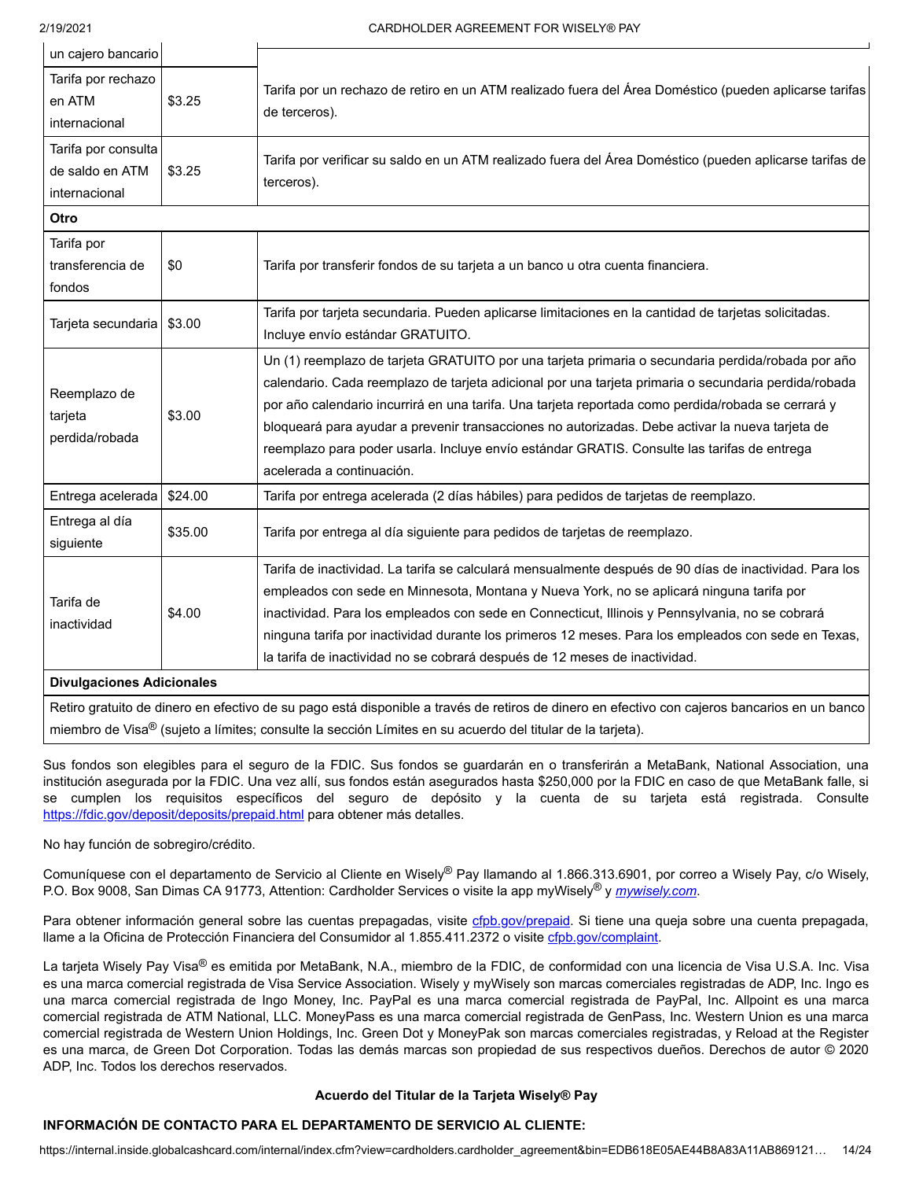| | | |
|---|---|---|
| un cajero bancario | | |
| Tarifa por rechazo en ATM internacional | $3.25 | Tarifa por un rechazo de retiro en un ATM realizado fuera del Área Doméstico (pueden aplicarse tarifas de terceros). |
| Tarifa por consulta de saldo en ATM internacional | $3.25 | Tarifa por verificar su saldo en un ATM realizado fuera del Área Doméstico (pueden aplicarse tarifas de terceros). |
| **Otro** | | |
| Tarifa por transferencia de fondos | $0 | Tarifa por transferir fondos de su tarjeta a un banco u otra cuenta financiera. |
| Tarjeta secundaria | $3.00 | Tarifa por tarjeta secundaria. Pueden aplicarse limitaciones en la cantidad de tarjetas solicitadas. Incluye envío estándar GRATUITO. |
| Reemplazo de tarjeta perdida/robada | $3.00 | Un (1) reemplazo de tarjeta GRATUITO por una tarjeta primaria o secundaria perdida/robada por año calendario. Cada reemplazo de tarjeta adicional por una tarjeta primaria o secundaria perdida/robada por año calendario incurrirá en una tarifa. Una tarjeta reportada como perdida/robada se cerrará y bloqueará para ayudar a prevenir transacciones no autorizadas. Debe activar la nueva tarjeta de reemplazo para poder usarla. Incluye envío estándar GRATIS. Consulte las tarifas de entrega acelerada a continuación. |
| Entrega acelerada | $24.00 | Tarifa por entrega acelerada (2 días hábiles) para pedidos de tarjetas de reemplazo. |
| Entrega al día siguiente | $35.00 | Tarifa por entrega al día siguiente para pedidos de tarjetas de reemplazo. |
| Tarifa de inactividad | $4.00 | Tarifa de inactividad. La tarifa se calculará mensualmente después de 90 días de inactividad. Para los empleados con sede en Minnesota, Montana y Nueva York, no se aplicará ninguna tarifa por inactividad. Para los empleados con sede en Connecticut, Illinois y Pennsylvania, no se cobrará ninguna tarifa por inactividad durante los primeros 12 meses. Para los empleados con sede en Texas, la tarifa de inactividad no se cobrará después de 12 meses de inactividad. |
| **Divulgaciones Adicionales** | | |
| Retiro gratuito de dinero en efectivo de su pago está disponible a través de retiros de dinero en efectivo con cajeros bancarios en un banco miembro de Visa® (sujeto a límites; consulte la sección Límites en su acuerdo del titular de la tarjeta). | | |

Sus fondos son elegibles para el seguro de la FDIC. Sus fondos se guardarán en o transferirán a MetaBank, National Association, una institución asegurada por la FDIC. Una vez allí, sus fondos están asegurados hasta $250,000 por la FDIC en caso de que MetaBank falle, si se cumplen los requisitos específicos del seguro de depósito y la cuenta de su tarjeta está registrada. Consulte https://fdic.gov/deposit/deposits/prepaid.html para obtener más detalles.

No hay función de sobregiro/crédito.

Comuníquese con el departamento de Servicio al Cliente en Wisely® Pay llamando al 1.866.313.6901, por correo a Wisely Pay, c/o Wisely, P.O. Box 9008, San Dimas CA 91773, Attention: Cardholder Services o visite la app myWisely® y *mywisely.com*.

Para obtener información general sobre las cuentas prepagadas, visite cfpb.gov/prepaid. Si tiene una queja sobre una cuenta prepagada, llame a la Oficina de Protección Financiera del Consumidor al 1.855.411.2372 o visite cfpb.gov/complaint.

La tarjeta Wisely Pay Visa® es emitida por MetaBank, N.A., miembro de la FDIC, de conformidad con una licencia de Visa U.S.A. Inc. Visa es una marca comercial registrada de Visa Service Association. Wisely y myWisely son marcas comerciales registradas de ADP, Inc. Ingo es una marca comercial registrada de Ingo Money, Inc. PayPal es una marca comercial registrada de PayPal, Inc. Allpoint es una marca comercial registrada de ATM National, LLC. MoneyPass es una marca comercial registrada de GenPass, Inc. Western Union es una marca comercial registrada de Western Union Holdings, Inc. Green Dot y MoneyPak son marcas comerciales registradas, y Reload at the Register es una marca, de Green Dot Corporation. Todas las demás marcas son propiedad de sus respectivos dueños. Derechos de autor © 2020 ADP, Inc. Todos los derechos reservados.

**Acuerdo del Titular de la Tarjeta Wisely® Pay**

**INFORMACIÓN DE CONTACTO PARA EL DEPARTAMENTO DE SERVICIO AL CLIENTE:**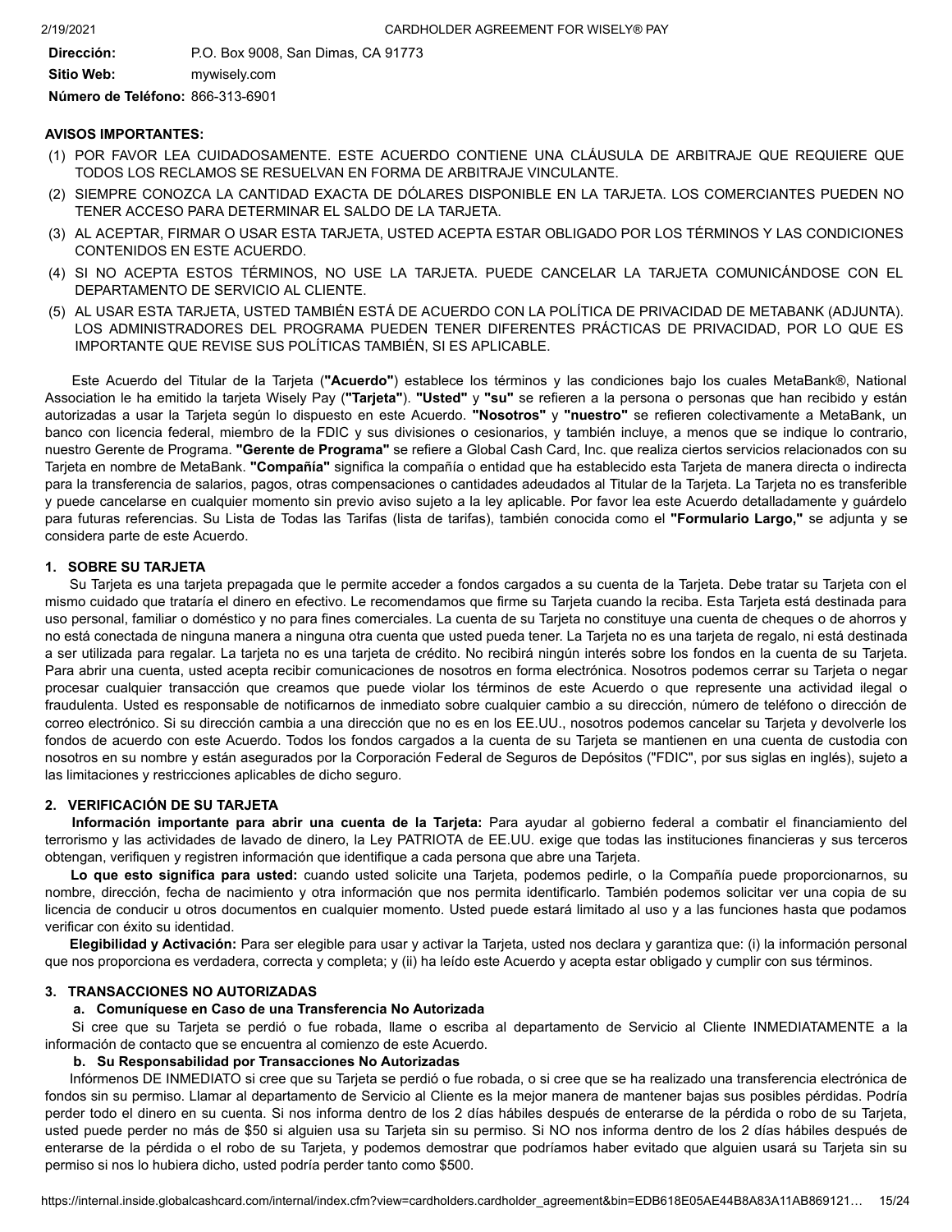**Dirección:** P.O. Box 9008, San Dimas, CA 91773

**Sitio Web:** mywisely.com

**Número de Teléfono:** 866-313-6901

**AVISOS IMPORTANTES:**

1. POR FAVOR LEA CUIDADOSAMENTE. ESTE ACUERDO CONTIENE UNA CLÁUSULA DE ARBITRAJE QUE REQUIERE QUE TODOS LOS RECLAMOS SE RESUELVAN EN FORMA DE ARBITRAJE VINCULANTE.
2. SIEMPRE CONOZCA LA CANTIDAD EXACTA DE DÓLARES DISPONIBLE EN LA TARJETA. LOS COMERCIANTES PUEDEN NO TENER ACCESO PARA DETERMINAR EL SALDO DE LA TARJETA.
3. AL ACEPTAR, FIRMAR O USAR ESTA TARJETA, USTED ACEPTA ESTAR OBLIGADO POR LOS TÉRMINOS Y LAS CONDICIONES CONTENIDOS EN ESTE ACUERDO.
4. SI NO ACEPTA ESTOS TÉRMINOS, NO USE LA TARJETA. PUEDE CANCELAR LA TARJETA COMUNICÁNDOSE CON EL DEPARTAMENTO DE SERVICIO AL CLIENTE.
5. AL USAR ESTA TARJETA, USTED TAMBIÉN ESTÁ DE ACUERDO CON LA POLÍTICA DE PRIVACIDAD DE METABANK (ADJUNTA). LOS ADMINISTRADORES DEL PROGRAMA PUEDEN TENER DIFERENTES PRÁCTICAS DE PRIVACIDAD, POR LO QUE ES IMPORTANTE QUE REVISE SUS POLÍTICAS TAMBIÉN, SI ES APLICABLE.

Este Acuerdo del Titular de la Tarjeta (**"Acuerdo"**) establece los términos y las condiciones bajo los cuales MetaBank®, National Association le ha emitido la tarjeta Wisely Pay (**"Tarjeta"**). **"Usted"** y **"su"** se refieren a la persona o personas que han recibido y están autorizadas a usar la Tarjeta según lo dispuesto en este Acuerdo. **"Nosotros"** y **"nuestro"** se refieren colectivamente a MetaBank, un banco con licencia federal, miembro de la FDIC y sus divisiones o cesionarios, y también incluye, a menos que se indique lo contrario, nuestro Gerente de Programa. **"Gerente de Programa"** se refiere a Global Cash Card, Inc. que realiza ciertos servicios relacionados con su Tarjeta en nombre de MetaBank. **"Compañía"** significa la compañía o entidad que ha establecido esta Tarjeta de manera directa o indirecta para la transferencia de salarios, pagos, otras compensaciones o cantidades adeudados al Titular de la Tarjeta. La Tarjeta no es transferible y puede cancelarse en cualquier momento sin previo aviso sujeto a la ley aplicable. Por favor lea este Acuerdo detalladamente y guárdelo para futuras referencias. Su Lista de Todas las Tarifas (lista de tarifas), también conocida como el **"Formulario Largo,"** se adjunta y se considera parte de este Acuerdo.

## 1. SOBRE SU TARJETA

Su Tarjeta es una tarjeta prepagada que le permite acceder a fondos cargados a su cuenta de la Tarjeta. Debe tratar su Tarjeta con el mismo cuidado que trataría el dinero en efectivo. Le recomendamos que firme su Tarjeta cuando la reciba. Esta Tarjeta está destinada para uso personal, familiar o doméstico y no para fines comerciales. La cuenta de su Tarjeta no constituye una cuenta de cheques o de ahorros y no está conectada de ninguna manera a ninguna otra cuenta que usted pueda tener. La Tarjeta no es una tarjeta de regalo, ni está destinada a ser utilizada para regalar. La tarjeta no es una tarjeta de crédito. No recibirá ningún interés sobre los fondos en la cuenta de su Tarjeta. Para abrir una cuenta, usted acepta recibir comunicaciones de nosotros en forma electrónica. Nosotros podemos cerrar su Tarjeta o negar procesar cualquier transacción que creamos que puede violar los términos de este Acuerdo o que represente una actividad ilegal o fraudulenta. Usted es responsable de notificarnos de inmediato sobre cualquier cambio a su dirección, número de teléfono o dirección de correo electrónico. Si su dirección cambia a una dirección que no es en los EE.UU., nosotros podemos cancelar su Tarjeta y devolverle los fondos de acuerdo con este Acuerdo. Todos los fondos cargados a la cuenta de su Tarjeta se mantienen en una cuenta de custodia con nosotros en su nombre y están asegurados por la Corporación Federal de Seguros de Depósitos ("FDIC", por sus siglas en inglés), sujeto a las limitaciones y restricciones aplicables de dicho seguro.

## 2. VERIFICACIÓN DE SU TARJETA

**Información importante para abrir una cuenta de la Tarjeta:** Para ayudar al gobierno federal a combatir el financiamiento del terrorismo y las actividades de lavado de dinero, la Ley PATRIOTA de EE.UU. exige que todas las instituciones financieras y sus terceros obtengan, verifiquen y registren información que identifique a cada persona que abre una Tarjeta.

**Lo que esto significa para usted:** cuando usted solicite una Tarjeta, podemos pedirle, o la Compañía puede proporcionarnos, su nombre, dirección, fecha de nacimiento y otra información que nos permita identificarlo. También podemos solicitar ver una copia de su licencia de conducir u otros documentos en cualquier momento. Usted puede estará limitado al uso y a las funciones hasta que podamos verificar con éxito su identidad.

**Elegibilidad y Activación:** Para ser elegible para usar y activar la Tarjeta, usted nos declara y garantiza que: (i) la información personal que nos proporciona es verdadera, correcta y completa; y (ii) ha leído este Acuerdo y acepta estar obligado y cumplir con sus términos.

## 3. TRANSACCIONES NO AUTORIZADAS

### a. Comuníquese en Caso de una Transferencia No Autorizada

Si cree que su Tarjeta se perdió o fue robada, llame o escriba al departamento de Servicio al Cliente INMEDIATAMENTE a la información de contacto que se encuentra al comienzo de este Acuerdo.

### b. Su Responsabilidad por Transacciones No Autorizadas

Infórmenos DE INMEDIATO si cree que su Tarjeta se perdió o fue robada, o si cree que se ha realizado una transferencia electrónica de fondos sin su permiso. Llamar al departamento de Servicio al Cliente es la mejor manera de mantener bajas sus posibles pérdidas. Podría perder todo el dinero en su cuenta. Si nos informa dentro de los 2 días hábiles después de enterarse de la pérdida o robo de su Tarjeta, usted puede perder no más de $50 si alguien usa su Tarjeta sin su permiso. Si NO nos informa dentro de los 2 días hábiles después de enterarse de la pérdida o el robo de su Tarjeta, y podemos demostrar que podríamos haber evitado que alguien usará su Tarjeta sin su permiso si nos lo hubiera dicho, usted podría perder tanto como $500.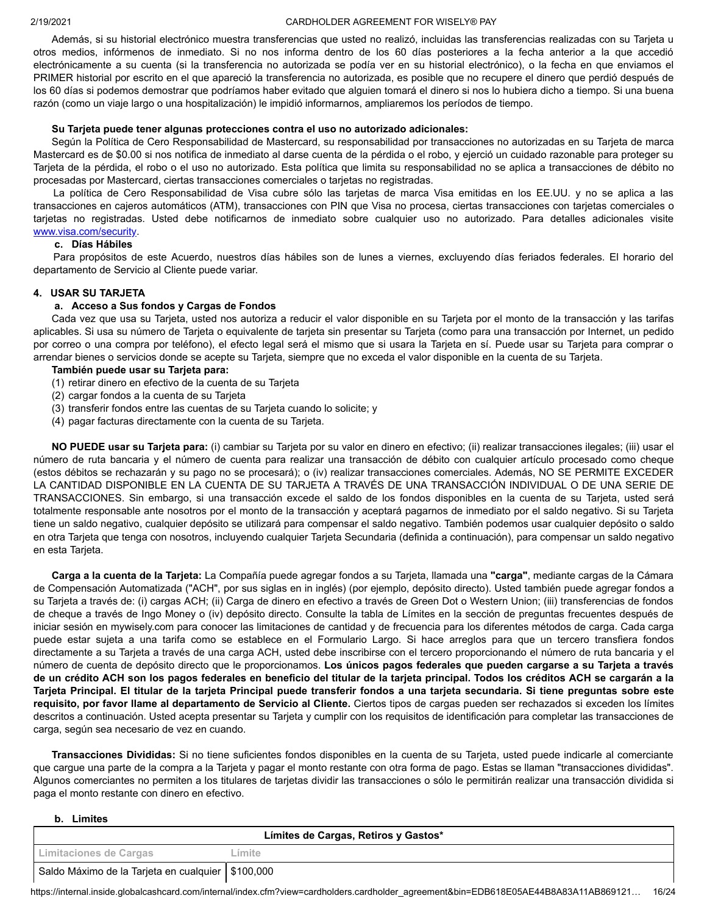Además, si su historial electrónico muestra transferencias que usted no realizó, incluidas las transferencias realizadas con su Tarjeta u otros medios, infórmenos de inmediato. Si no nos informa dentro de los 60 días posteriores a la fecha anterior a la que accedió electrónicamente a su cuenta (si la transferencia no autorizada se podía ver en su historial electrónico), o la fecha en que enviamos el PRIMER historial por escrito en el que apareció la transferencia no autorizada, es posible que no recupere el dinero que perdió después de los 60 días si podemos demostrar que podríamos haber evitado que alguien tomará el dinero si nos lo hubiera dicho a tiempo. Si una buena razón (como un viaje largo o una hospitalización) le impidió informarnos, ampliaremos los períodos de tiempo.

**Su Tarjeta puede tener algunas protecciones contra el uso no autorizado adicionales:**

Según la Política de Cero Responsabilidad de Mastercard, su responsabilidad por transacciones no autorizadas en su Tarjeta de marca Mastercard es de $0.00 si nos notifica de inmediato al darse cuenta de la pérdida o el robo, y ejerció un cuidado razonable para proteger su Tarjeta de la pérdida, el robo o el uso no autorizado. Esta política que limita su responsabilidad no se aplica a transacciones de débito no procesadas por Mastercard, ciertas transacciones comerciales o tarjetas no registradas.

La política de Cero Responsabilidad de Visa cubre sólo las tarjetas de marca Visa emitidas en los EE.UU. y no se aplica a las transacciones en cajeros automáticos (ATM), transacciones con PIN que Visa no procesa, ciertas transacciones con tarjetas comerciales o tarjetas no registradas. Usted debe notificarnos de inmediato sobre cualquier uso no autorizado. Para detalles adicionales visite www.visa.com/security.

### c. Días Hábiles

Para propósitos de este Acuerdo, nuestros días hábiles son de lunes a viernes, excluyendo días feriados federales. El horario del departamento de Servicio al Cliente puede variar.

## 4. USAR SU TARJETA

### a. Acceso a Sus fondos y Cargas de Fondos

Cada vez que usa su Tarjeta, usted nos autoriza a reducir el valor disponible en su Tarjeta por el monto de la transacción y las tarifas aplicables. Si usa su número de Tarjeta o equivalente de tarjeta sin presentar su Tarjeta (como para una transacción por Internet, un pedido por correo o una compra por teléfono), el efecto legal será el mismo que si usara la Tarjeta en sí. Puede usar su Tarjeta para comprar o arrendar bienes o servicios donde se acepte su Tarjeta, siempre que no exceda el valor disponible en la cuenta de su Tarjeta.

**También puede usar su Tarjeta para:**

(1) retirar dinero en efectivo de la cuenta de su Tarjeta
(2) cargar fondos a la cuenta de su Tarjeta
(3) transferir fondos entre las cuentas de su Tarjeta cuando lo solicite; y
(4) pagar facturas directamente con la cuenta de su Tarjeta.

**NO PUEDE usar su Tarjeta para:** (i) cambiar su Tarjeta por su valor en dinero en efectivo; (ii) realizar transacciones ilegales; (iii) usar el número de ruta bancaria y el número de cuenta para realizar una transacción de débito con cualquier artículo procesado como cheque (estos débitos se rechazarán y su pago no se procesará); o (iv) realizar transacciones comerciales. Además, NO SE PERMITE EXCEDER LA CANTIDAD DISPONIBLE EN LA CUENTA DE SU TARJETA A TRAVÉS DE UNA TRANSACCIÓN INDIVIDUAL O DE UNA SERIE DE TRANSACCIONES. Sin embargo, si una transacción excede el saldo de los fondos disponibles en la cuenta de su Tarjeta, usted será totalmente responsable ante nosotros por el monto de la transacción y aceptará pagarnos de inmediato por el saldo negativo. Si su Tarjeta tiene un saldo negativo, cualquier depósito se utilizará para compensar el saldo negativo. También podemos usar cualquier depósito o saldo en otra Tarjeta que tenga con nosotros, incluyendo cualquier Tarjeta Secundaria (definida a continuación), para compensar un saldo negativo en esta Tarjeta.

**Carga a la cuenta de la Tarjeta:** La Compañía puede agregar fondos a su Tarjeta, llamada una **"carga"**, mediante cargas de la Cámara de Compensación Automatizada ("ACH", por sus siglas en in inglés) (por ejemplo, depósito directo). Usted también puede agregar fondos a su Tarjeta a través de: (i) cargas ACH; (ii) Carga de dinero en efectivo a través de Green Dot o Western Union; (iii) transferencias de fondos de cheque a través de Ingo Money o (iv) depósito directo. Consulte la tabla de Límites en la sección de preguntas frecuentes después de iniciar sesión en mywisely.com para conocer las limitaciones de cantidad y de frecuencia para los diferentes métodos de carga. Cada carga puede estar sujeta a una tarifa como se establece en el Formulario Largo. Si hace arreglos para que un tercero transfiera fondos directamente a su Tarjeta a través de una carga ACH, usted debe inscribirse con el tercero proporcionando el número de ruta bancaria y el número de cuenta de depósito directo que le proporcionamos. **Los únicos pagos federales que pueden cargarse a su Tarjeta a través de un crédito ACH son los pagos federales en beneficio del titular de la tarjeta principal. Todos los créditos ACH se cargarán a la Tarjeta Principal. El titular de la tarjeta Principal puede transferir fondos a una tarjeta secundaria. Si tiene preguntas sobre este requisito, por favor llame al departamento de Servicio al Cliente.** Ciertos tipos de cargas pueden ser rechazados si exceden los límites descritos a continuación. Usted acepta presentar su Tarjeta y cumplir con los requisitos de identificación para completar las transacciones de carga, según sea necesario de vez en cuando.

**Transacciones Divididas:** Si no tiene suficientes fondos disponibles en la cuenta de su Tarjeta, usted puede indicarle al comerciante que cargue una parte de la compra a la Tarjeta y pagar el monto restante con otra forma de pago. Estas se llaman "transacciones divididas". Algunos comerciantes no permiten a los titulares de tarjetas dividir las transacciones o sólo le permitirán realizar una transacción dividida si paga el monto restante con dinero en efectivo.

### b. Limites

| Límites de Cargas, Retiros y Gastos* | |
|---|---|
| Limitaciones de Cargas | Límite |
| Saldo Máximo de la Tarjeta en cualquier | $100,000 |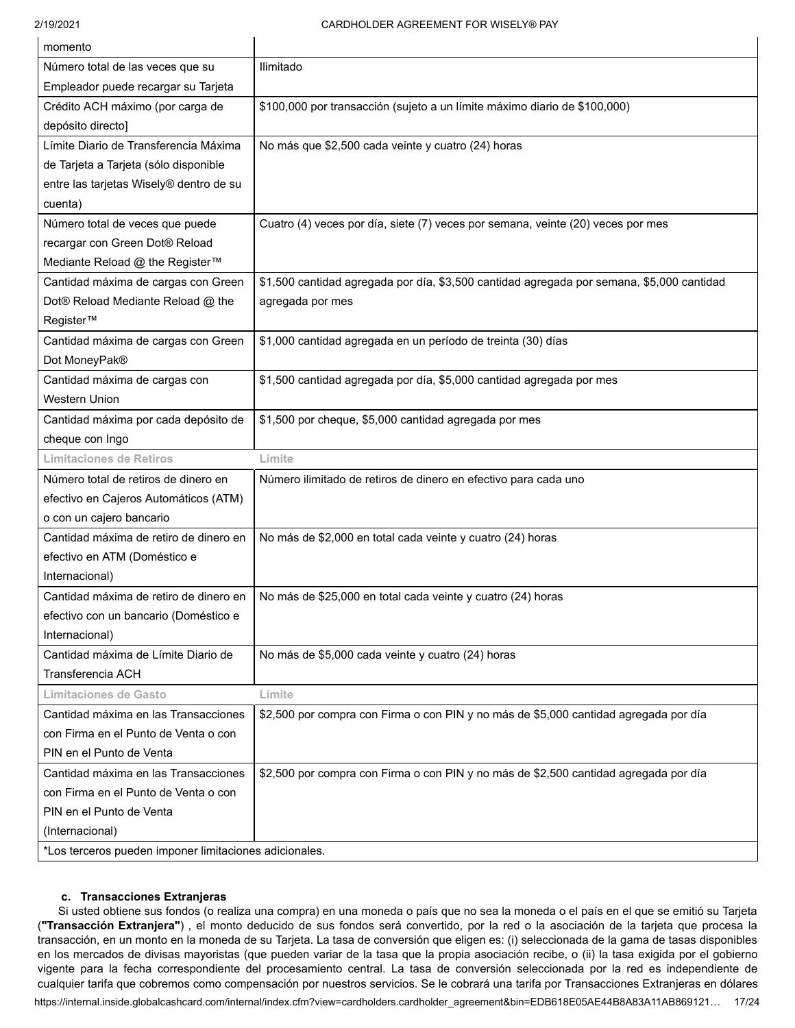| | |
|---|---|
| momento | |
| Número total de las veces que su Empleador puede recargar su Tarjeta | Ilimitado |
| Crédito ACH máximo (por carga de depósito directo] | $100,000 por transacción (sujeto a un límite máximo diario de $100,000) |
| Límite Diario de Transferencia Máxima de Tarjeta a Tarjeta (sólo disponible entre las tarjetas Wisely® dentro de su cuenta) | No más que $2,500 cada veinte y cuatro (24) horas |
| Número total de veces que puede recargar con Green Dot® Reload Mediante Reload @ the Register™ | Cuatro (4) veces por día, siete (7) veces por semana, veinte (20) veces por mes |
| Cantidad máxima de cargas con Green Dot® Reload Mediante Reload @ the Register™ | $1,500 cantidad agregada por día, $3,500 cantidad agregada por semana, $5,000 cantidad agregada por mes |
| Cantidad máxima de cargas con Green Dot MoneyPak® | $1,000 cantidad agregada en un período de treinta (30) días |
| Cantidad máxima de cargas con Western Union | $1,500 cantidad agregada por día, $5,000 cantidad agregada por mes |
| Cantidad máxima por cada depósito de cheque con Ingo | $1,500 por cheque, $5,000 cantidad agregada por mes |
| **Limitaciones de Retiros** | **Límite** |
| Número total de retiros de dinero en efectivo en Cajeros Automáticos (ATM) o con un cajero bancario | Número ilimitado de retiros de dinero en efectivo para cada uno |
| Cantidad máxima de retiro de dinero en efectivo en ATM (Doméstico e Internacional) | No más de $2,000 en total cada veinte y cuatro (24) horas |
| Cantidad máxima de retiro de dinero en efectivo con un bancario (Doméstico e Internacional) | No más de $25,000 en total cada veinte y cuatro (24) horas |
| Cantidad máxima de Límite Diario de Transferencia ACH | No más de $5,000 cada veinte y cuatro (24) horas |
| **Limitaciones de Gasto** | **Límite** |
| Cantidad máxima en las Transacciones con Firma en el Punto de Venta o con PIN en el Punto de Venta | $2,500 por compra con Firma o con PIN y no más de $5,000 cantidad agregada por día |
| Cantidad máxima en las Transacciones con Firma en el Punto de Venta o con PIN en el Punto de Venta (Internacional) | $2,500 por compra con Firma o con PIN y no más de $2,500 cantidad agregada por día |
| *Los terceros pueden imponer limitaciones adicionales. | |

**c. Transacciones Extranjeras**

Si usted obtiene sus fondos (o realiza una compra) en una moneda o país que no sea la moneda o el país en el que se emitió su Tarjeta (**"Transacción Extranjera"**) , el monto deducido de sus fondos será convertido, por la red o la asociación de la tarjeta que procesa la transacción, en un monto en la moneda de su Tarjeta. La tasa de conversión que eligen es: (i) seleccionada de la gama de tasas disponibles en los mercados de divisas mayoristas (que pueden variar de la tasa que la propia asociación recibe, o (ii) la tasa exigida por el gobierno vigente para la fecha correspondiente del procesamiento central. La tasa de conversión seleccionada por la red es independiente de cualquier tarifa que cobremos como compensación por nuestros servicios. Se le cobrará una tarifa por Transacciones Extranjeras en dólares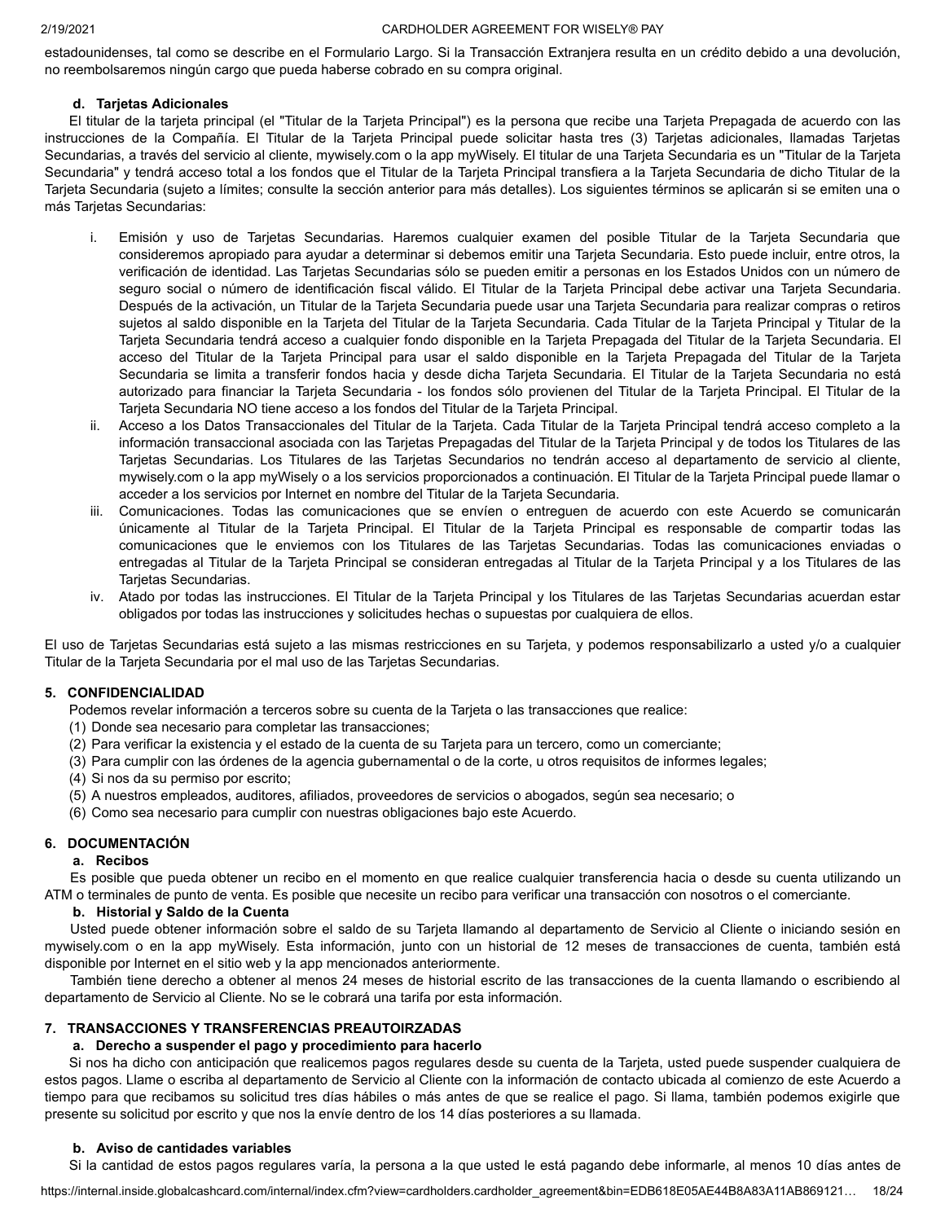estadounidenses, tal como se describe en el Formulario Largo. Si la Transacción Extranjera resulta en un crédito debido a una devolución, no reembolsaremos ningún cargo que pueda haberse cobrado en su compra original.

**d. Tarjetas Adicionales**

El titular de la tarjeta principal (el "Titular de la Tarjeta Principal") es la persona que recibe una Tarjeta Prepagada de acuerdo con las instrucciones de la Compañía. El Titular de la Tarjeta Principal puede solicitar hasta tres (3) Tarjetas adicionales, llamadas Tarjetas Secundarias, a través del servicio al cliente, mywisely.com o la app myWisely. El titular de una Tarjeta Secundaria es un "Titular de la Tarjeta Secundaria" y tendrá acceso total a los fondos que el Titular de la Tarjeta Principal transfiera a la Tarjeta Secundaria de dicho Titular de la Tarjeta Secundaria (sujeto a límites; consulte la sección anterior para más detalles). Los siguientes términos se aplicarán si se emiten una o más Tarjetas Secundarias:

i. Emisión y uso de Tarjetas Secundarias. Haremos cualquier examen del posible Titular de la Tarjeta Secundaria que consideremos apropiado para ayudar a determinar si debemos emitir una Tarjeta Secundaria. Esto puede incluir, entre otros, la verificación de identidad. Las Tarjetas Secundarias sólo se pueden emitir a personas en los Estados Unidos con un número de seguro social o número de identificación fiscal válido. El Titular de la Tarjeta Principal debe activar una Tarjeta Secundaria. Después de la activación, un Titular de la Tarjeta Secundaria puede usar una Tarjeta Secundaria para realizar compras o retiros sujetos al saldo disponible en la Tarjeta del Titular de la Tarjeta Secundaria. Cada Titular de la Tarjeta Principal y Titular de la Tarjeta Secundaria tendrá acceso a cualquier fondo disponible en la Tarjeta Prepagada del Titular de la Tarjeta Secundaria. El acceso del Titular de la Tarjeta Principal para usar el saldo disponible en la Tarjeta Prepagada del Titular de la Tarjeta Secundaria se limita a transferir fondos hacia y desde dicha Tarjeta Secundaria. El Titular de la Tarjeta Secundaria no está autorizado para financiar la Tarjeta Secundaria - los fondos sólo provienen del Titular de la Tarjeta Principal. El Titular de la Tarjeta Secundaria NO tiene acceso a los fondos del Titular de la Tarjeta Principal.

ii. Acceso a los Datos Transaccionales del Titular de la Tarjeta. Cada Titular de la Tarjeta Principal tendrá acceso completo a la información transaccional asociada con las Tarjetas Prepagadas del Titular de la Tarjeta Principal y de todos los Titulares de las Tarjetas Secundarias. Los Titulares de las Tarjetas Secundarios no tendrán acceso al departamento de servicio al cliente, mywisely.com o la app myWisely o a los servicios proporcionados a continuación. El Titular de la Tarjeta Principal puede llamar o acceder a los servicios por Internet en nombre del Titular de la Tarjeta Secundaria.

iii. Comunicaciones. Todas las comunicaciones que se envíen o entreguen de acuerdo con este Acuerdo se comunicarán únicamente al Titular de la Tarjeta Principal. El Titular de la Tarjeta Principal es responsable de compartir todas las comunicaciones que le enviemos con los Titulares de las Tarjetas Secundarias. Todas las comunicaciones enviadas o entregadas al Titular de la Tarjeta Principal se consideran entregadas al Titular de la Tarjeta Principal y a los Titulares de las Tarjetas Secundarias.

iv. Atado por todas las instrucciones. El Titular de la Tarjeta Principal y los Titulares de las Tarjetas Secundarias acuerdan estar obligados por todas las instrucciones y solicitudes hechas o supuestas por cualquiera de ellos.

El uso de Tarjetas Secundarias está sujeto a las mismas restricciones en su Tarjeta, y podemos responsabilizarlo a usted y/o a cualquier Titular de la Tarjeta Secundaria por el mal uso de las Tarjetas Secundarias.

## 5. CONFIDENCIALIDAD

Podemos revelar información a terceros sobre su cuenta de la Tarjeta o las transacciones que realice:

(1) Donde sea necesario para completar las transacciones;
(2) Para verificar la existencia y el estado de la cuenta de su Tarjeta para un tercero, como un comerciante;
(3) Para cumplir con las órdenes de la agencia gubernamental o de la corte, u otros requisitos de informes legales;
(4) Si nos da su permiso por escrito;
(5) A nuestros empleados, auditores, afiliados, proveedores de servicios o abogados, según sea necesario; o
(6) Como sea necesario para cumplir con nuestras obligaciones bajo este Acuerdo.

## 6. DOCUMENTACIÓN

**a. Recibos**

Es posible que pueda obtener un recibo en el momento en que realice cualquier transferencia hacia o desde su cuenta utilizando un ATM o terminales de punto de venta. Es posible que necesite un recibo para verificar una transacción con nosotros o el comerciante.

**b. Historial y Saldo de la Cuenta**

Usted puede obtener información sobre el saldo de su Tarjeta llamando al departamento de Servicio al Cliente o iniciando sesión en mywisely.com o en la app myWisely. Esta información, junto con un historial de 12 meses de transacciones de cuenta, también está disponible por Internet en el sitio web y la app mencionados anteriormente.

También tiene derecho a obtener al menos 24 meses de historial escrito de las transacciones de la cuenta llamando o escribiendo al departamento de Servicio al Cliente. No se le cobrará una tarifa por esta información.

## 7. TRANSACCIONES Y TRANSFERENCIAS PREAUTOIRZADAS

**a. Derecho a suspender el pago y procedimiento para hacerlo**

Si nos ha dicho con anticipación que realicemos pagos regulares desde su cuenta de la Tarjeta, usted puede suspender cualquiera de estos pagos. Llame o escriba al departamento de Servicio al Cliente con la información de contacto ubicada al comienzo de este Acuerdo a tiempo para que recibamos su solicitud tres días hábiles o más antes de que se realice el pago. Si llama, también podemos exigirle que presente su solicitud por escrito y que nos la envíe dentro de los 14 días posteriores a su llamada.

**b. Aviso de cantidades variables**

Si la cantidad de estos pagos regulares varía, la persona a la que usted le está pagando debe informarle, al menos 10 días antes de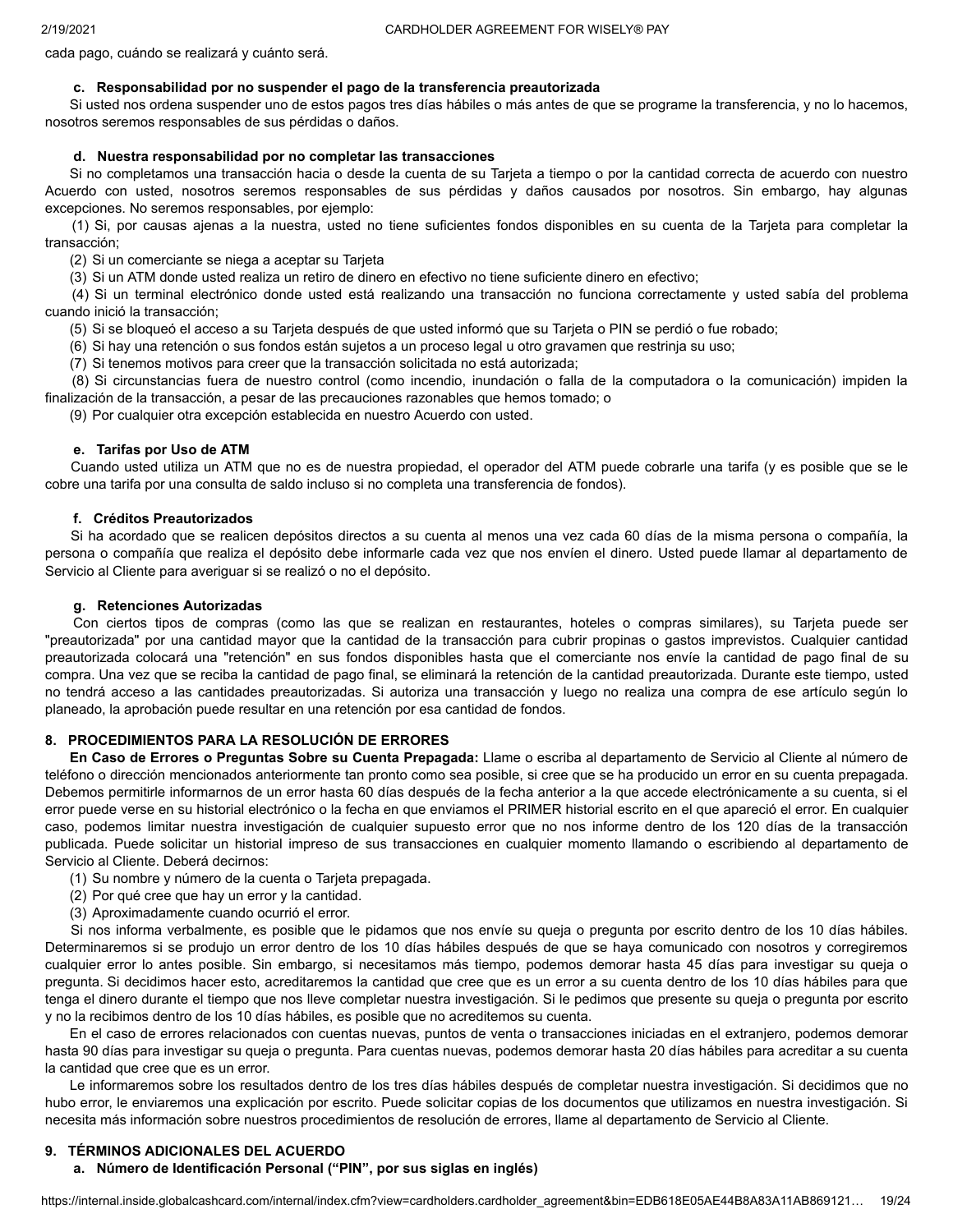cada pago, cuándo se realizará y cuánto será.

**c. Responsabilidad por no suspender el pago de la transferencia preautorizada**

Si usted nos ordena suspender uno de estos pagos tres días hábiles o más antes de que se programe la transferencia, y no lo hacemos, nosotros seremos responsables de sus pérdidas o daños.

**d. Nuestra responsabilidad por no completar las transacciones**

Si no completamos una transacción hacia o desde la cuenta de su Tarjeta a tiempo o por la cantidad correcta de acuerdo con nuestro Acuerdo con usted, nosotros seremos responsables de sus pérdidas y daños causados por nosotros. Sin embargo, hay algunas excepciones. No seremos responsables, por ejemplo:

(1) Si, por causas ajenas a la nuestra, usted no tiene suficientes fondos disponibles en su cuenta de la Tarjeta para completar la transacción;

(2) Si un comerciante se niega a aceptar su Tarjeta

(3) Si un ATM donde usted realiza un retiro de dinero en efectivo no tiene suficiente dinero en efectivo;

(4) Si un terminal electrónico donde usted está realizando una transacción no funciona correctamente y usted sabía del problema cuando inició la transacción;

(5) Si se bloqueó el acceso a su Tarjeta después de que usted informó que su Tarjeta o PIN se perdió o fue robado;

(6) Si hay una retención o sus fondos están sujetos a un proceso legal u otro gravamen que restrinja su uso;

(7) Si tenemos motivos para creer que la transacción solicitada no está autorizada;

(8) Si circunstancias fuera de nuestro control (como incendio, inundación o falla de la computadora o la comunicación) impiden la finalización de la transacción, a pesar de las precauciones razonables que hemos tomado; o

(9) Por cualquier otra excepción establecida en nuestro Acuerdo con usted.

**e. Tarifas por Uso de ATM**

Cuando usted utiliza un ATM que no es de nuestra propiedad, el operador del ATM puede cobrarle una tarifa (y es posible que se le cobre una tarifa por una consulta de saldo incluso si no completa una transferencia de fondos).

**f. Créditos Preautorizados**

Si ha acordado que se realicen depósitos directos a su cuenta al menos una vez cada 60 días de la misma persona o compañía, la persona o compañía que realiza el depósito debe informarle cada vez que nos envíen el dinero. Usted puede llamar al departamento de Servicio al Cliente para averiguar si se realizó o no el depósito.

**g. Retenciones Autorizadas**

Con ciertos tipos de compras (como las que se realizan en restaurantes, hoteles o compras similares), su Tarjeta puede ser "preautorizada" por una cantidad mayor que la cantidad de la transacción para cubrir propinas o gastos imprevistos. Cualquier cantidad preautorizada colocará una "retención" en sus fondos disponibles hasta que el comerciante nos envíe la cantidad de pago final de su compra. Una vez que se reciba la cantidad de pago final, se eliminará la retención de la cantidad preautorizada. Durante este tiempo, usted no tendrá acceso a las cantidades preautorizadas. Si autoriza una transacción y luego no realiza una compra de ese artículo según lo planeado, la aprobación puede resultar en una retención por esa cantidad de fondos.

## 8. PROCEDIMIENTOS PARA LA RESOLUCIÓN DE ERRORES

**En Caso de Errores o Preguntas Sobre su Cuenta Prepagada:** Llame o escriba al departamento de Servicio al Cliente al número de teléfono o dirección mencionados anteriormente tan pronto como sea posible, si cree que se ha producido un error en su cuenta prepagada. Debemos permitirle informarnos de un error hasta 60 días después de la fecha anterior a la que accede electrónicamente a su cuenta, si el error puede verse en su historial electrónico o la fecha en que enviamos el PRIMER historial escrito en el que apareció el error. En cualquier caso, podemos limitar nuestra investigación de cualquier supuesto error que no nos informe dentro de los 120 días de la transacción publicada. Puede solicitar un historial impreso de sus transacciones en cualquier momento llamando o escribiendo al departamento de Servicio al Cliente. Deberá decirnos:

(1) Su nombre y número de la cuenta o Tarjeta prepagada.

(2) Por qué cree que hay un error y la cantidad.

(3) Aproximadamente cuando ocurrió el error.

Si nos informa verbalmente, es posible que le pidamos que nos envíe su queja o pregunta por escrito dentro de los 10 días hábiles. Determinaremos si se produjo un error dentro de los 10 días hábiles después de que se haya comunicado con nosotros y corregiremos cualquier error lo antes posible. Sin embargo, si necesitamos más tiempo, podemos demorar hasta 45 días para investigar su queja o pregunta. Si decidimos hacer esto, acreditaremos la cantidad que cree que es un error a su cuenta dentro de los 10 días hábiles para que tenga el dinero durante el tiempo que nos lleve completar nuestra investigación. Si le pedimos que presente su queja o pregunta por escrito y no la recibimos dentro de los 10 días hábiles, es posible que no acreditemos su cuenta.

En el caso de errores relacionados con cuentas nuevas, puntos de venta o transacciones iniciadas en el extranjero, podemos demorar hasta 90 días para investigar su queja o pregunta. Para cuentas nuevas, podemos demorar hasta 20 días hábiles para acreditar a su cuenta la cantidad que cree que es un error.

Le informaremos sobre los resultados dentro de los tres días hábiles después de completar nuestra investigación. Si decidimos que no hubo error, le enviaremos una explicación por escrito. Puede solicitar copias de los documentos que utilizamos en nuestra investigación. Si necesita más información sobre nuestros procedimientos de resolución de errores, llame al departamento de Servicio al Cliente.

## 9. TÉRMINOS ADICIONALES DEL ACUERDO

**a. Número de Identificación Personal ("PIN", por sus siglas en inglés)**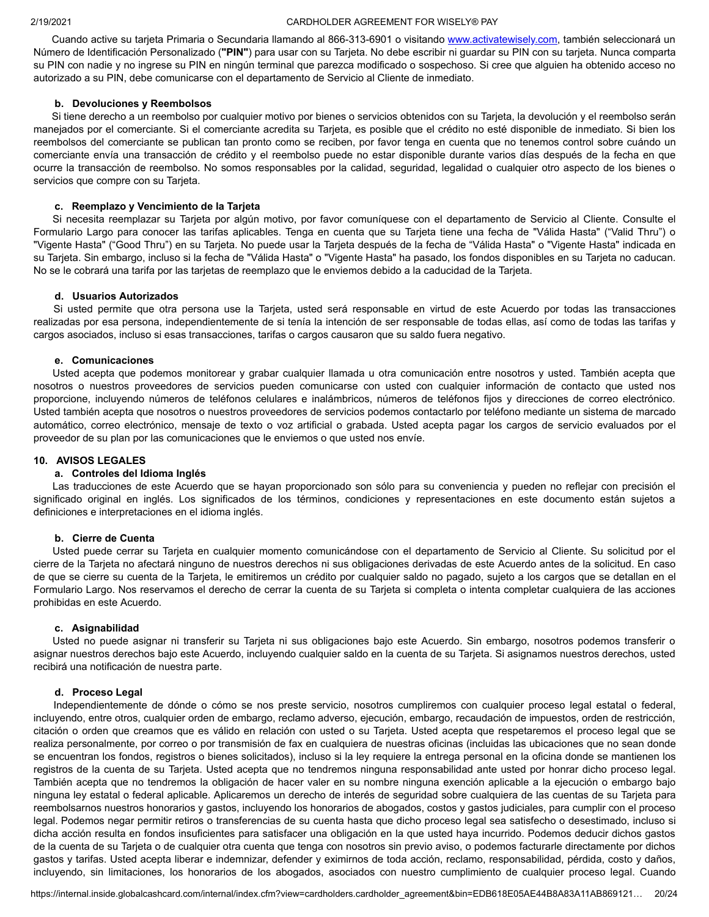Cuando active su tarjeta Primaria o Secundaria llamando al 866-313-6901 o visitando www.activatewisely.com, también seleccionará un Número de Identificación Personalizado (**"PIN"**) para usar con su Tarjeta. No debe escribir ni guardar su PIN con su tarjeta. Nunca comparta su PIN con nadie y no ingrese su PIN en ningún terminal que parezca modificado o sospechoso. Si cree que alguien ha obtenido acceso no autorizado a su PIN, debe comunicarse con el departamento de Servicio al Cliente de inmediato.

**b. Devoluciones y Reembolsos**

Si tiene derecho a un reembolso por cualquier motivo por bienes o servicios obtenidos con su Tarjeta, la devolución y el reembolso serán manejados por el comerciante. Si el comerciante acredita su Tarjeta, es posible que el crédito no esté disponible de inmediato. Si bien los reembolsos del comerciante se publican tan pronto como se reciben, por favor tenga en cuenta que no tenemos control sobre cuándo un comerciante envía una transacción de crédito y el reembolso puede no estar disponible durante varios días después de la fecha en que ocurre la transacción de reembolso. No somos responsables por la calidad, seguridad, legalidad o cualquier otro aspecto de los bienes o servicios que compre con su Tarjeta.

**c. Reemplazo y Vencimiento de la Tarjeta**

Si necesita reemplazar su Tarjeta por algún motivo, por favor comuníquese con el departamento de Servicio al Cliente. Consulte el Formulario Largo para conocer las tarifas aplicables. Tenga en cuenta que su Tarjeta tiene una fecha de "Válida Hasta" ("Valid Thru") o "Vigente Hasta" ("Good Thru") en su Tarjeta. No puede usar la Tarjeta después de la fecha de "Válida Hasta" o "Vigente Hasta" indicada en su Tarjeta. Sin embargo, incluso si la fecha de "Válida Hasta" o "Vigente Hasta" ha pasado, los fondos disponibles en su Tarjeta no caducan. No se le cobrará una tarifa por las tarjetas de reemplazo que le enviemos debido a la caducidad de la Tarjeta.

**d. Usuarios Autorizados**

Si usted permite que otra persona use la Tarjeta, usted será responsable en virtud de este Acuerdo por todas las transacciones realizadas por esa persona, independientemente de si tenía la intención de ser responsable de todas ellas, así como de todas las tarifas y cargos asociados, incluso si esas transacciones, tarifas o cargos causaron que su saldo fuera negativo.

**e. Comunicaciones**

Usted acepta que podemos monitorear y grabar cualquier llamada u otra comunicación entre nosotros y usted. También acepta que nosotros o nuestros proveedores de servicios pueden comunicarse con usted con cualquier información de contacto que usted nos proporcione, incluyendo números de teléfonos celulares e inalámbricos, números de teléfonos fijos y direcciones de correo electrónico. Usted también acepta que nosotros o nuestros proveedores de servicios podemos contactarlo por teléfono mediante un sistema de marcado automático, correo electrónico, mensaje de texto o voz artificial o grabada. Usted acepta pagar los cargos de servicio evaluados por el proveedor de su plan por las comunicaciones que le enviemos o que usted nos envíe.

## 10. AVISOS LEGALES

**a. Controles del Idioma Inglés**

Las traducciones de este Acuerdo que se hayan proporcionado son sólo para su conveniencia y pueden no reflejar con precisión el significado original en inglés. Los significados de los términos, condiciones y representaciones en este documento están sujetos a definiciones e interpretaciones en el idioma inglés.

**b. Cierre de Cuenta**

Usted puede cerrar su Tarjeta en cualquier momento comunicándose con el departamento de Servicio al Cliente. Su solicitud por el cierre de la Tarjeta no afectará ninguno de nuestros derechos ni sus obligaciones derivadas de este Acuerdo antes de la solicitud. En caso de que se cierre su cuenta de la Tarjeta, le emitiremos un crédito por cualquier saldo no pagado, sujeto a los cargos que se detallan en el Formulario Largo. Nos reservamos el derecho de cerrar la cuenta de su Tarjeta si completa o intenta completar cualquiera de las acciones prohibidas en este Acuerdo.

**c. Asignabilidad**

Usted no puede asignar ni transferir su Tarjeta ni sus obligaciones bajo este Acuerdo. Sin embargo, nosotros podemos transferir o asignar nuestros derechos bajo este Acuerdo, incluyendo cualquier saldo en la cuenta de su Tarjeta. Si asignamos nuestros derechos, usted recibirá una notificación de nuestra parte.

**d. Proceso Legal**

Independientemente de dónde o cómo se nos preste servicio, nosotros cumpliremos con cualquier proceso legal estatal o federal, incluyendo, entre otros, cualquier orden de embargo, reclamo adverso, ejecución, embargo, recaudación de impuestos, orden de restricción, citación o orden que creamos que es válido en relación con usted o su Tarjeta. Usted acepta que respetaremos el proceso legal que se realiza personalmente, por correo o por transmisión de fax en cualquiera de nuestras oficinas (incluidas las ubicaciones que no sean donde se encuentran los fondos, registros o bienes solicitados), incluso si la ley requiere la entrega personal en la oficina donde se mantienen los registros de la cuenta de su Tarjeta. Usted acepta que no tendremos ninguna responsabilidad ante usted por honrar dicho proceso legal. También acepta que no tendremos la obligación de hacer valer en su nombre ninguna exención aplicable a la ejecución o embargo bajo ninguna ley estatal o federal aplicable. Aplicaremos un derecho de interés de seguridad sobre cualquiera de las cuentas de su Tarjeta para reembolsarnos nuestros honorarios y gastos, incluyendo los honorarios de abogados, costos y gastos judiciales, para cumplir con el proceso legal. Podemos negar permitir retiros o transferencias de su cuenta hasta que dicho proceso legal sea satisfecho o desestimado, incluso si dicha acción resulta en fondos insuficientes para satisfacer una obligación en la que usted haya incurrido. Podemos deducir dichos gastos de la cuenta de su Tarjeta o de cualquier otra cuenta que tenga con nosotros sin previo aviso, o podemos facturarle directamente por dichos gastos y tarifas. Usted acepta liberar e indemnizar, defender y eximirnos de toda acción, reclamo, responsabilidad, pérdida, costo y daños, incluyendo, sin limitaciones, los honorarios de los abogados, asociados con nuestro cumplimiento de cualquier proceso legal. Cuando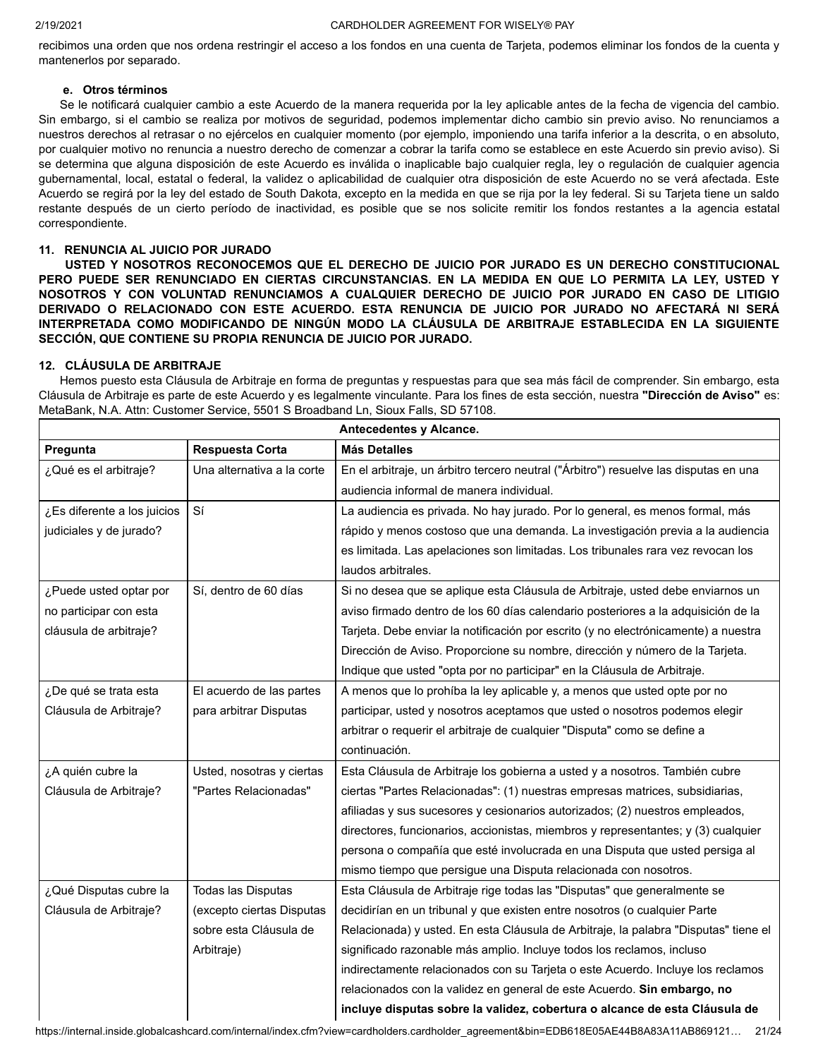recibimos una orden que nos ordena restringir el acceso a los fondos en una cuenta de Tarjeta, podemos eliminar los fondos de la cuenta y mantenerlos por separado.

**e. Otros términos**

Se le notificará cualquier cambio a este Acuerdo de la manera requerida por la ley aplicable antes de la fecha de vigencia del cambio. Sin embargo, si el cambio se realiza por motivos de seguridad, podemos implementar dicho cambio sin previo aviso. No renunciamos a nuestros derechos al retrasar o no ejércelos en cualquier momento (por ejemplo, imponiendo una tarifa inferior a la descrita, o en absoluto, por cualquier motivo no renuncia a nuestro derecho de comenzar a cobrar la tarifa como se establece en este Acuerdo sin previo aviso). Si se determina que alguna disposición de este Acuerdo es inválida o inaplicable bajo cualquier regla, ley o regulación de cualquier agencia gubernamental, local, estatal o federal, la validez o aplicabilidad de cualquier otra disposición de este Acuerdo no se verá afectada. Este Acuerdo se regirá por la ley del estado de South Dakota, excepto en la medida en que se rija por la ley federal. Si su Tarjeta tiene un saldo restante después de un cierto período de inactividad, es posible que se nos solicite remitir los fondos restantes a la agencia estatal correspondiente.

## 11. RENUNCIA AL JUICIO POR JURADO

**USTED Y NOSOTROS RECONOCEMOS QUE EL DERECHO DE JUICIO POR JURADO ES UN DERECHO CONSTITUCIONAL PERO PUEDE SER RENUNCIADO EN CIERTAS CIRCUNSTANCIAS. EN LA MEDIDA EN QUE LO PERMITA LA LEY, USTED Y NOSOTROS Y CON VOLUNTAD RENUNCIAMOS A CUALQUIER DERECHO DE JUICIO POR JURADO EN CASO DE LITIGIO DERIVADO O RELACIONADO CON ESTE ACUERDO. ESTA RENUNCIA DE JUICIO POR JURADO NO AFECTARÁ NI SERÁ INTERPRETADA COMO MODIFICANDO DE NINGÚN MODO LA CLÁUSULA DE ARBITRAJE ESTABLECIDA EN LA SIGUIENTE SECCIÓN, QUE CONTIENE SU PROPIA RENUNCIA DE JUICIO POR JURADO.**

## 12. CLÁUSULA DE ARBITRAJE

Hemos puesto esta Cláusula de Arbitraje en forma de preguntas y respuestas para que sea más fácil de comprender. Sin embargo, esta Cláusula de Arbitraje es parte de este Acuerdo y es legalmente vinculante. Para los fines de esta sección, nuestra **"Dirección de Aviso"** es: MetaBank, N.A. Attn: Customer Service, 5501 S Broadband Ln, Sioux Falls, SD 57108.

| **Antecedentes y Alcance.** | | |
|---|---|---|
| **Pregunta** | **Respuesta Corta** | **Más Detalles** |
| ¿Qué es el arbitraje? | Una alternativa a la corte | En el arbitraje, un árbitro tercero neutral ("Árbitro") resuelve las disputas en una audiencia informal de manera individual. |
| ¿Es diferente a los juicios judiciales y de jurado? | Sí | La audiencia es privada. No hay jurado. Por lo general, es menos formal, más rápido y menos costoso que una demanda. La investigación previa a la audiencia es limitada. Las apelaciones son limitadas. Los tribunales rara vez revocan los laudos arbitrales. |
| ¿Puede usted optar por no participar con esta cláusula de arbitraje? | Sí, dentro de 60 días | Si no desea que se aplique esta Cláusula de Arbitraje, usted debe enviarnos un aviso firmado dentro de los 60 días calendario posteriores a la adquisición de la Tarjeta. Debe enviar la notificación por escrito (y no electrónicamente) a nuestra Dirección de Aviso. Proporcione su nombre, dirección y número de la Tarjeta. Indique que usted "opta por no participar" en la Cláusula de Arbitraje. |
| ¿De qué se trata esta Cláusula de Arbitraje? | El acuerdo de las partes para arbitrar Disputas | A menos que lo prohíba la ley aplicable y, a menos que usted opte por no participar, usted y nosotros aceptamos que usted o nosotros podemos elegir arbitrar o requerir el arbitraje de cualquier "Disputa" como se define a continuación. |
| ¿A quién cubre la Cláusula de Arbitraje? | Usted, nosotras y ciertas "Partes Relacionadas" | Esta Cláusula de Arbitraje los gobierna a usted y a nosotros. También cubre ciertas "Partes Relacionadas": (1) nuestras empresas matrices, subsidiarias, afiliadas y sus sucesores y cesionarios autorizados; (2) nuestros empleados, directores, funcionarios, accionistas, miembros y representantes; y (3) cualquier persona o compañía que esté involucrada en una Disputa que usted persiga al mismo tiempo que persigue una Disputa relacionada con nosotros. |
| ¿Qué Disputas cubre la Cláusula de Arbitraje? | Todas las Disputas (excepto ciertas Disputas sobre esta Cláusula de Arbitraje) | Esta Cláusula de Arbitraje rige todas las "Disputas" que generalmente se decidirían en un tribunal y que existen entre nosotros (o cualquier Parte Relacionada) y usted. En esta Cláusula de Arbitraje, la palabra "Disputas" tiene el significado razonable más amplio. Incluye todos los reclamos, incluso indirectamente relacionados con su Tarjeta o este Acuerdo. Incluye los reclamos relacionados con la validez en general de este Acuerdo. **Sin embargo, no incluye disputas sobre la validez, cobertura o alcance de esta Cláusula de** |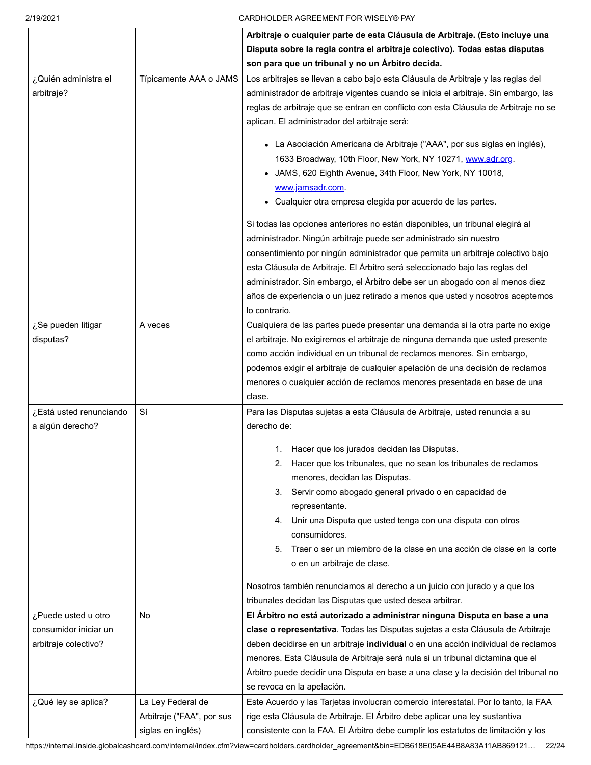| | | **Arbitraje o cualquier parte de esta Cláusula de Arbitraje. (Esto incluye una Disputa sobre la regla contra el arbitraje colectivo). Todas estas disputas son para que un tribunal y no un Árbitro decida.** |
|---|---|---|
| ¿Quién administra el arbitraje? | Típicamente AAA o JAMS | Los arbitrajes se llevan a cabo bajo esta Cláusula de Arbitraje y las reglas del administrador de arbitraje vigentes cuando se inicia el arbitraje. Sin embargo, las reglas de arbitraje que se entran en conflicto con esta Cláusula de Arbitraje no se aplican. El administrador del arbitraje será: <br>• La Asociación Americana de Arbitraje ("AAA", por sus siglas en inglés), 1633 Broadway, 10th Floor, New York, NY 10271, www.adr.org. <br>• JAMS, 620 Eighth Avenue, 34th Floor, New York, NY 10018, www.jamsadr.com. <br>• Cualquier otra empresa elegida por acuerdo de las partes. <br><br>Si todas las opciones anteriores no están disponibles, un tribunal elegirá al administrador. Ningún arbitraje puede ser administrado sin nuestro consentimiento por ningún administrador que permita un arbitraje colectivo bajo esta Cláusula de Arbitraje. El Árbitro será seleccionado bajo las reglas del administrador. Sin embargo, el Árbitro debe ser un abogado con al menos diez años de experiencia o un juez retirado a menos que usted y nosotros aceptemos lo contrario. |
| ¿Se pueden litigar disputas? | A veces | Cualquiera de las partes puede presentar una demanda si la otra parte no exige el arbitraje. No exigiremos el arbitraje de ninguna demanda que usted presente como acción individual en un tribunal de reclamos menores. Sin embargo, podemos exigir el arbitraje de cualquier apelación de una decisión de reclamos menores o cualquier acción de reclamos menores presentada en base de una clase. |
| ¿Está usted renunciando a algún derecho? | Sí | Para las Disputas sujetas a esta Cláusula de Arbitraje, usted renuncia a su derecho de: <br>1. Hacer que los jurados decidan las Disputas. <br>2. Hacer que los tribunales, que no sean los tribunales de reclamos menores, decidan las Disputas. <br>3. Servir como abogado general privado o en capacidad de representante. <br>4. Unir una Disputa que usted tenga con una disputa con otros consumidores. <br>5. Traer o ser un miembro de la clase en una acción de clase en la corte o en un arbitraje de clase. <br><br>Nosotros también renunciamos al derecho a un juicio con jurado y a que los tribunales decidan las Disputas que usted desea arbitrar. |
| ¿Puede usted u otro consumidor iniciar un arbitraje colectivo? | No | **El Árbitro no está autorizado a administrar ninguna Disputa en base a una clase o representativa**. Todas las Disputas sujetas a esta Cláusula de Arbitraje deben decidirse en un arbitraje **individual** o en una acción individual de reclamos menores. Esta Cláusula de Arbitraje será nula si un tribunal dictamina que el Árbitro puede decidir una Disputa en base a una clase y la decisión del tribunal no se revoca en la apelación. |
| ¿Qué ley se aplica? | La Ley Federal de Arbitraje ("FAA", por sus siglas en inglés) | Este Acuerdo y las Tarjetas involucran comercio interestatal. Por lo tanto, la FAA rige esta Cláusula de Arbitraje. El Árbitro debe aplicar una ley sustantiva consistente con la FAA. El Árbitro debe cumplir los estatutos de limitación y los |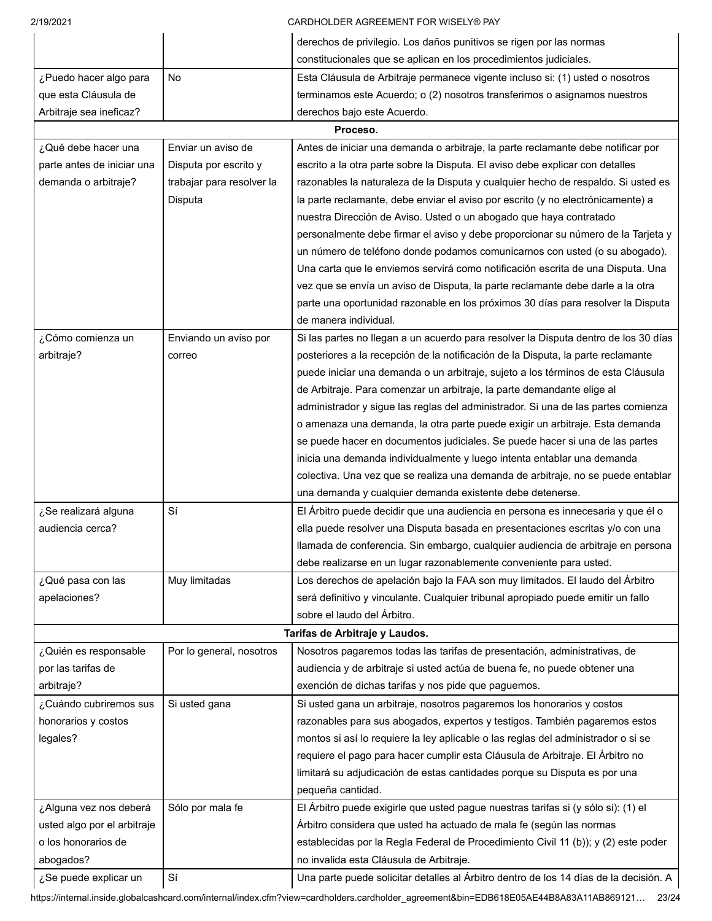| | | |
|---|---|---|
| | | derechos de privilegio. Los daños punitivos se rigen por las normas constitucionales que se aplican en los procedimientos judiciales. |
| ¿Puedo hacer algo para que esta Cláusula de Arbitraje sea ineficaz? | No | Esta Cláusula de Arbitraje permanece vigente incluso si: (1) usted o nosotros terminamos este Acuerdo; o (2) nosotros transferimos o asignamos nuestros derechos bajo este Acuerdo. |
| **Proceso.** | | |
| ¿Qué debe hacer una parte antes de iniciar una demanda o arbitraje? | Enviar un aviso de Disputa por escrito y trabajar para resolver la Disputa | Antes de iniciar una demanda o arbitraje, la parte reclamante debe notificar por escrito a la otra parte sobre la Disputa. El aviso debe explicar con detalles razonables la naturaleza de la Disputa y cualquier hecho de respaldo. Si usted es la parte reclamante, debe enviar el aviso por escrito (y no electrónicamente) a nuestra Dirección de Aviso. Usted o un abogado que haya contratado personalmente debe firmar el aviso y debe proporcionar su número de la Tarjeta y un número de teléfono donde podamos comunicarnos con usted (o su abogado). Una carta que le enviemos servirá como notificación escrita de una Disputa. Una vez que se envía un aviso de Disputa, la parte reclamante debe darle a la otra parte una oportunidad razonable en los próximos 30 días para resolver la Disputa de manera individual. |
| ¿Cómo comienza un arbitraje? | Enviando un aviso por correo | Si las partes no llegan a un acuerdo para resolver la Disputa dentro de los 30 días posteriores a la recepción de la notificación de la Disputa, la parte reclamante puede iniciar una demanda o un arbitraje, sujeto a los términos de esta Cláusula de Arbitraje. Para comenzar un arbitraje, la parte demandante elige al administrador y sigue las reglas del administrador. Si una de las partes comienza o amenaza una demanda, la otra parte puede exigir un arbitraje. Esta demanda se puede hacer en documentos judiciales. Se puede hacer si una de las partes inicia una demanda individualmente y luego intenta entablar una demanda colectiva. Una vez que se realiza una demanda de arbitraje, no se puede entablar una demanda y cualquier demanda existente debe detenerse. |
| ¿Se realizará alguna audiencia cerca? | Sí | El Árbitro puede decidir que una audiencia en persona es innecesaria y que él o ella puede resolver una Disputa basada en presentaciones escritas y/o con una llamada de conferencia. Sin embargo, cualquier audiencia de arbitraje en persona debe realizarse en un lugar razonablemente conveniente para usted. |
| ¿Qué pasa con las apelaciones? | Muy limitadas | Los derechos de apelación bajo la FAA son muy limitados. El laudo del Árbitro será definitivo y vinculante. Cualquier tribunal apropiado puede emitir un fallo sobre el laudo del Árbitro. |
| **Tarifas de Arbitraje y Laudos.** | | |
| ¿Quién es responsable por las tarifas de arbitraje? | Por lo general, nosotros | Nosotros pagaremos todas las tarifas de presentación, administrativas, de audiencia y de arbitraje si usted actúa de buena fe, no puede obtener una exención de dichas tarifas y nos pide que paguemos. |
| ¿Cuándo cubriremos sus honorarios y costos legales? | Si usted gana | Si usted gana un arbitraje, nosotros pagaremos los honorarios y costos razonables para sus abogados, expertos y testigos. También pagaremos estos montos si así lo requiere la ley aplicable o las reglas del administrador o si se requiere el pago para hacer cumplir esta Cláusula de Arbitraje. El Árbitro no limitará su adjudicación de estas cantidades porque su Disputa es por una pequeña cantidad. |
| ¿Alguna vez nos deberá usted algo por el arbitraje o los honorarios de abogados? | Sólo por mala fe | El Árbitro puede exigirle que usted pague nuestras tarifas si (y sólo si): (1) el Árbitro considera que usted ha actuado de mala fe (según las normas establecidas por la Regla Federal de Procedimiento Civil 11 (b)); y (2) este poder no invalida esta Cláusula de Arbitraje. |
| ¿Se puede explicar un | Sí | Una parte puede solicitar detalles al Árbitro dentro de los 14 días de la decisión. A |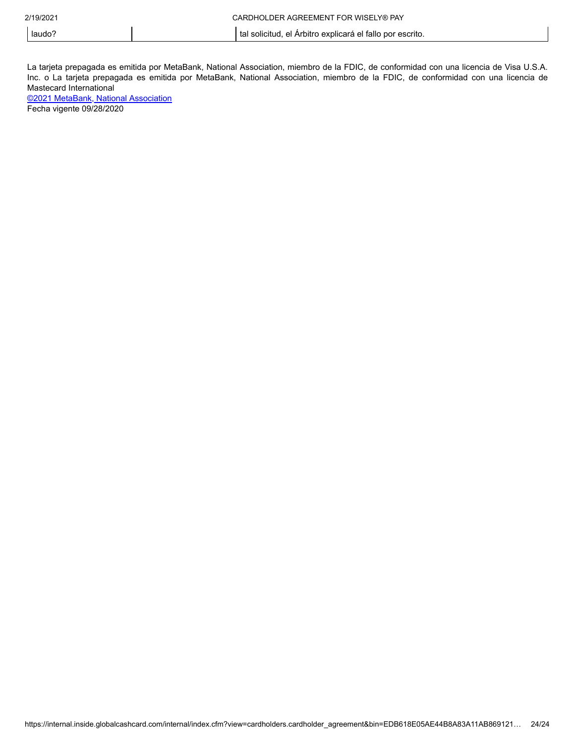| | | |
|---|---|---|
| laudo? | | tal solicitud, el Árbitro explicará el fallo por escrito. |

La tarjeta prepagada es emitida por MetaBank, National Association, miembro de la FDIC, de conformidad con una licencia de Visa U.S.A. Inc. o La tarjeta prepagada es emitida por MetaBank, National Association, miembro de la FDIC, de conformidad con una licencia de Mastecard International

©2021 MetaBank, National Association

Fecha vigente 09/28/2020